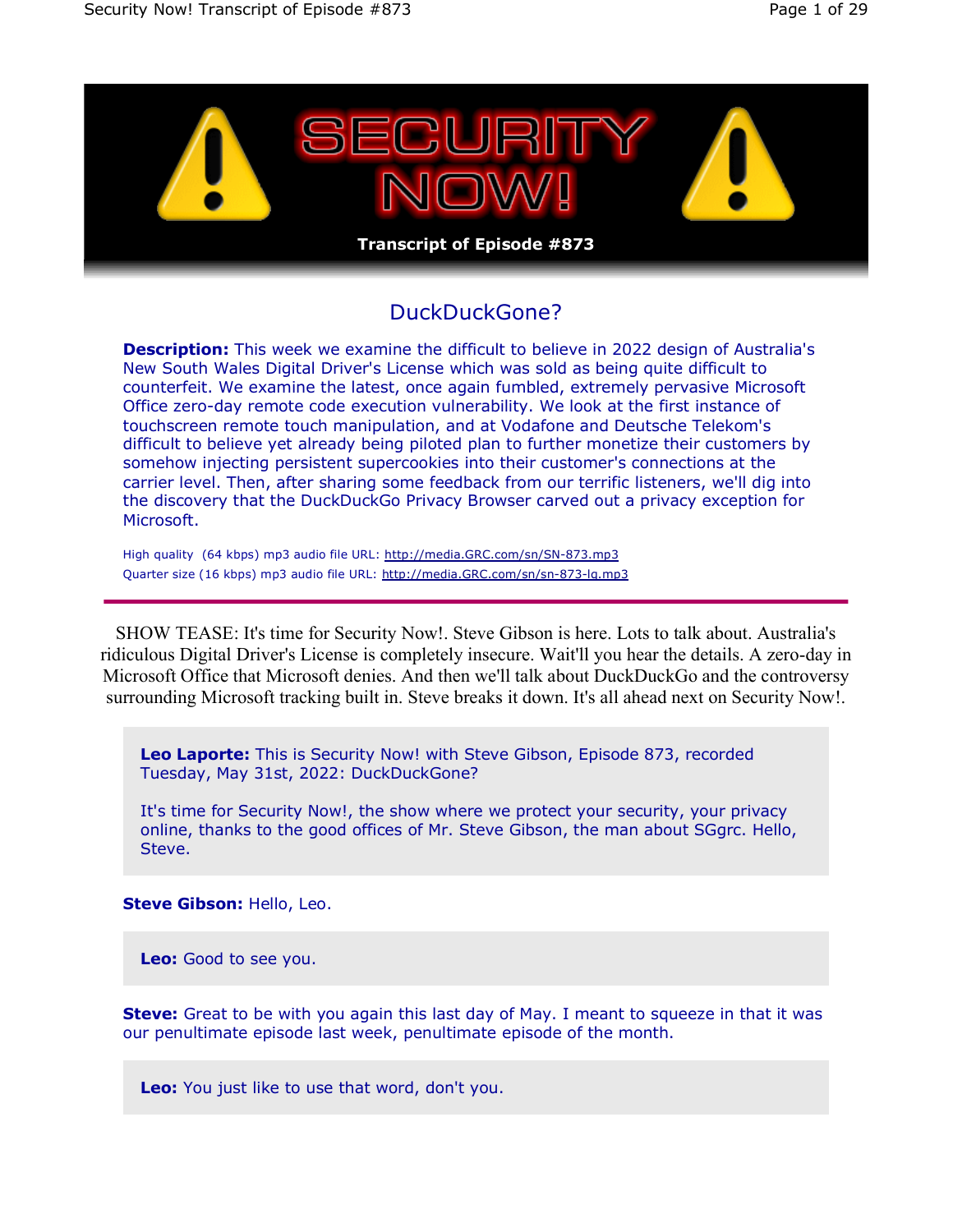# SECURITY NOW!

**Transcript of Episode #873**

## DuckDuckGone?

**Description:** This week we examine the difficult to believe in 2022 design of Australia's New South Wales Digital Driver's License which was sold as being quite difficult to counterfeit. We examine the latest, once again fumbled, extremely pervasive Microsoft Office zero-day remote code execution vulnerability. We look at the first instance of touchscreen remote touch manipulation, and at Vodafone and Deutsche Telekom's difficult to believe yet already being piloted plan to further monetize their customers by somehow injecting persistent supercookies into their customer's connections at the carrier level. Then, after sharing some feedback from our terrific listeners, we'll dig into the discovery that the DuckDuckGo Privacy Browser carved out a privacy exception for Microsoft.

High quality (64 kbps) mp3 audio file URL: http://media.GRC.com/sn/SN-873.mp3
Quarter size (16 kbps) mp3 audio file URL: http://media.GRC.com/sn/sn-873-lq.mp3

---

SHOW TEASE: It's time for Security Now!. Steve Gibson is here. Lots to talk about. Australia's ridiculous Digital Driver's License is completely insecure. Wait'll you hear the details. A zero-day in Microsoft Office that Microsoft denies. And then we'll talk about DuckDuckGo and the controversy surrounding Microsoft tracking built in. Steve breaks it down. It's all ahead next on Security Now!.

**Leo Laporte:** This is Security Now! with Steve Gibson, Episode 873, recorded Tuesday, May 31st, 2022: DuckDuckGone?

It's time for Security Now!, the show where we protect your security, your privacy online, thanks to the good offices of Mr. Steve Gibson, the man about SGgrc. Hello, Steve.

**Steve Gibson:** Hello, Leo.

**Leo:** Good to see you.

**Steve:** Great to be with you again this last day of May. I meant to squeeze in that it was our penultimate episode last week, penultimate episode of the month.

**Leo:** You just like to use that word, don't you.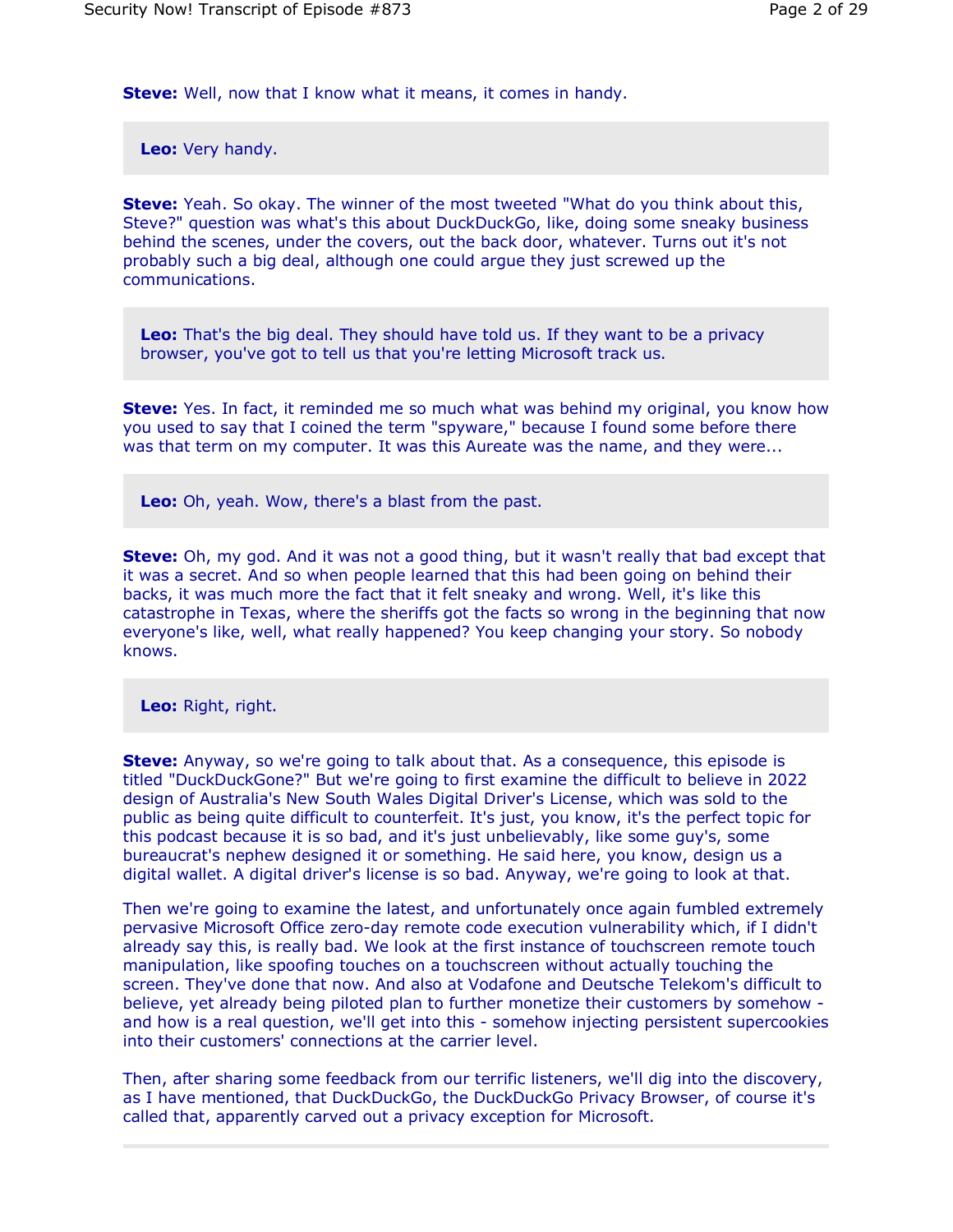**Steve:** Well, now that I know what it means, it comes in handy.

**Leo:** Very handy.

**Steve:** Yeah. So okay. The winner of the most tweeted "What do you think about this, Steve?" question was what's this about DuckDuckGo, like, doing some sneaky business behind the scenes, under the covers, out the back door, whatever. Turns out it's not probably such a big deal, although one could argue they just screwed up the communications.

**Leo:** That's the big deal. They should have told us. If they want to be a privacy browser, you've got to tell us that you're letting Microsoft track us.

**Steve:** Yes. In fact, it reminded me so much what was behind my original, you know how you used to say that I coined the term "spyware," because I found some before there was that term on my computer. It was this Aureate was the name, and they were...

**Leo:** Oh, yeah. Wow, there's a blast from the past.

**Steve:** Oh, my god. And it was not a good thing, but it wasn't really that bad except that it was a secret. And so when people learned that this had been going on behind their backs, it was much more the fact that it felt sneaky and wrong. Well, it's like this catastrophe in Texas, where the sheriffs got the facts so wrong in the beginning that now everyone's like, well, what really happened? You keep changing your story. So nobody knows.

**Leo:** Right, right.

**Steve:** Anyway, so we're going to talk about that. As a consequence, this episode is titled "DuckDuckGone?" But we're going to first examine the difficult to believe in 2022 design of Australia's New South Wales Digital Driver's License, which was sold to the public as being quite difficult to counterfeit. It's just, you know, it's the perfect topic for this podcast because it is so bad, and it's just unbelievably, like some guy's, some bureaucrat's nephew designed it or something. He said here, you know, design us a digital wallet. A digital driver's license is so bad. Anyway, we're going to look at that.

Then we're going to examine the latest, and unfortunately once again fumbled extremely pervasive Microsoft Office zero-day remote code execution vulnerability which, if I didn't already say this, is really bad. We look at the first instance of touchscreen remote touch manipulation, like spoofing touches on a touchscreen without actually touching the screen. They've done that now. And also at Vodafone and Deutsche Telekom's difficult to believe, yet already being piloted plan to further monetize their customers by somehow - and how is a real question, we'll get into this - somehow injecting persistent supercookies into their customers' connections at the carrier level.

Then, after sharing some feedback from our terrific listeners, we'll dig into the discovery, as I have mentioned, that DuckDuckGo, the DuckDuckGo Privacy Browser, of course it's called that, apparently carved out a privacy exception for Microsoft.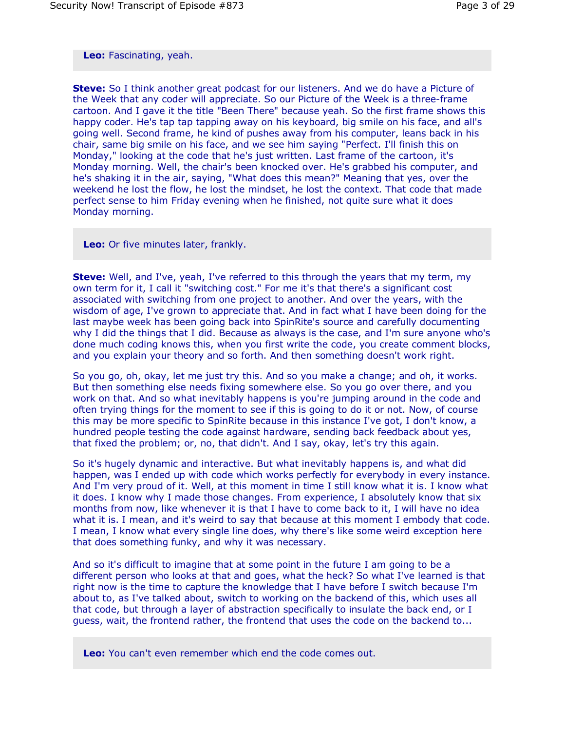**Leo:** Fascinating, yeah.

**Steve:** So I think another great podcast for our listeners. And we do have a Picture of the Week that any coder will appreciate. So our Picture of the Week is a three-frame cartoon. And I gave it the title "Been There" because yeah. So the first frame shows this happy coder. He's tap tap tapping away on his keyboard, big smile on his face, and all's going well. Second frame, he kind of pushes away from his computer, leans back in his chair, same big smile on his face, and we see him saying "Perfect. I'll finish this on Monday," looking at the code that he's just written. Last frame of the cartoon, it's Monday morning. Well, the chair's been knocked over. He's grabbed his computer, and he's shaking it in the air, saying, "What does this mean?" Meaning that yes, over the weekend he lost the flow, he lost the mindset, he lost the context. That code that made perfect sense to him Friday evening when he finished, not quite sure what it does Monday morning.

**Leo:** Or five minutes later, frankly.

**Steve:** Well, and I've, yeah, I've referred to this through the years that my term, my own term for it, I call it "switching cost." For me it's that there's a significant cost associated with switching from one project to another. And over the years, with the wisdom of age, I've grown to appreciate that. And in fact what I have been doing for the last maybe week has been going back into SpinRite's source and carefully documenting why I did the things that I did. Because as always is the case, and I'm sure anyone who's done much coding knows this, when you first write the code, you create comment blocks, and you explain your theory and so forth. And then something doesn't work right.

So you go, oh, okay, let me just try this. And so you make a change; and oh, it works. But then something else needs fixing somewhere else. So you go over there, and you work on that. And so what inevitably happens is you're jumping around in the code and often trying things for the moment to see if this is going to do it or not. Now, of course this may be more specific to SpinRite because in this instance I've got, I don't know, a hundred people testing the code against hardware, sending back feedback about yes, that fixed the problem; or, no, that didn't. And I say, okay, let's try this again.

So it's hugely dynamic and interactive. But what inevitably happens is, and what did happen, was I ended up with code which works perfectly for everybody in every instance. And I'm very proud of it. Well, at this moment in time I still know what it is. I know what it does. I know why I made those changes. From experience, I absolutely know that six months from now, like whenever it is that I have to come back to it, I will have no idea what it is. I mean, and it's weird to say that because at this moment I embody that code. I mean, I know what every single line does, why there's like some weird exception here that does something funky, and why it was necessary.

And so it's difficult to imagine that at some point in the future I am going to be a different person who looks at that and goes, what the heck? So what I've learned is that right now is the time to capture the knowledge that I have before I switch because I'm about to, as I've talked about, switch to working on the backend of this, which uses all that code, but through a layer of abstraction specifically to insulate the back end, or I guess, wait, the frontend rather, the frontend that uses the code on the backend to...

**Leo:** You can't even remember which end the code comes out.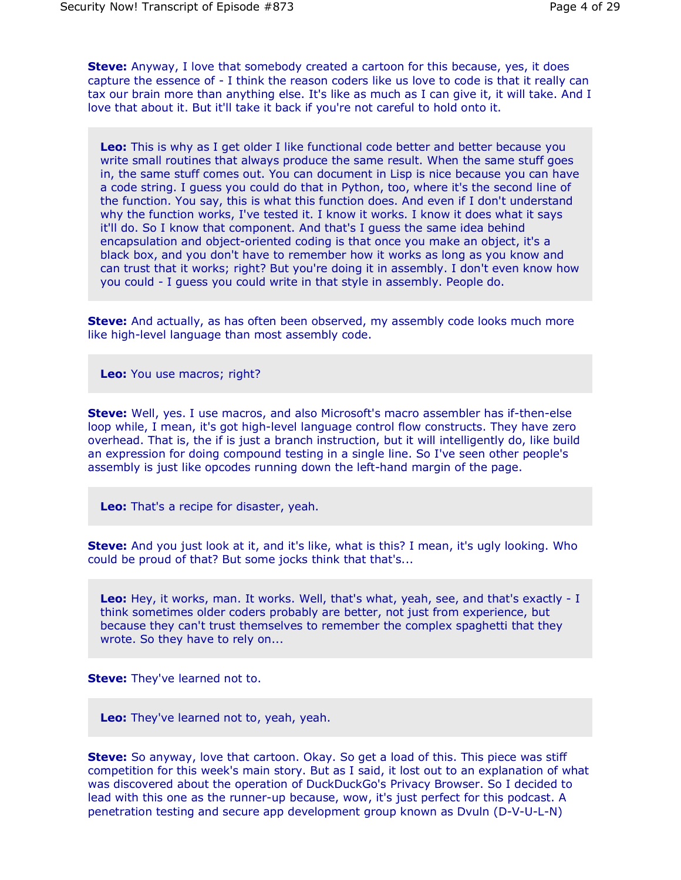**Steve:** Anyway, I love that somebody created a cartoon for this because, yes, it does capture the essence of - I think the reason coders like us love to code is that it really can tax our brain more than anything else. It's like as much as I can give it, it will take. And I love that about it. But it'll take it back if you're not careful to hold onto it.

**Leo:** This is why as I get older I like functional code better and better because you write small routines that always produce the same result. When the same stuff goes in, the same stuff comes out. You can document in Lisp is nice because you can have a code string. I guess you could do that in Python, too, where it's the second line of the function. You say, this is what this function does. And even if I don't understand why the function works, I've tested it. I know it works. I know it does what it says it'll do. So I know that component. And that's I guess the same idea behind encapsulation and object-oriented coding is that once you make an object, it's a black box, and you don't have to remember how it works as long as you know and can trust that it works; right? But you're doing it in assembly. I don't even know how you could - I guess you could write in that style in assembly. People do.

**Steve:** And actually, as has often been observed, my assembly code looks much more like high-level language than most assembly code.

**Leo:** You use macros; right?

**Steve:** Well, yes. I use macros, and also Microsoft's macro assembler has if-then-else loop while, I mean, it's got high-level language control flow constructs. They have zero overhead. That is, the if is just a branch instruction, but it will intelligently do, like build an expression for doing compound testing in a single line. So I've seen other people's assembly is just like opcodes running down the left-hand margin of the page.

**Leo:** That's a recipe for disaster, yeah.

**Steve:** And you just look at it, and it's like, what is this? I mean, it's ugly looking. Who could be proud of that? But some jocks think that that's...

**Leo:** Hey, it works, man. It works. Well, that's what, yeah, see, and that's exactly - I think sometimes older coders probably are better, not just from experience, but because they can't trust themselves to remember the complex spaghetti that they wrote. So they have to rely on...

**Steve:** They've learned not to.

**Leo:** They've learned not to, yeah, yeah.

**Steve:** So anyway, love that cartoon. Okay. So get a load of this. This piece was stiff competition for this week's main story. But as I said, it lost out to an explanation of what was discovered about the operation of DuckDuckGo's Privacy Browser. So I decided to lead with this one as the runner-up because, wow, it's just perfect for this podcast. A penetration testing and secure app development group known as Dvuln (D-V-U-L-N)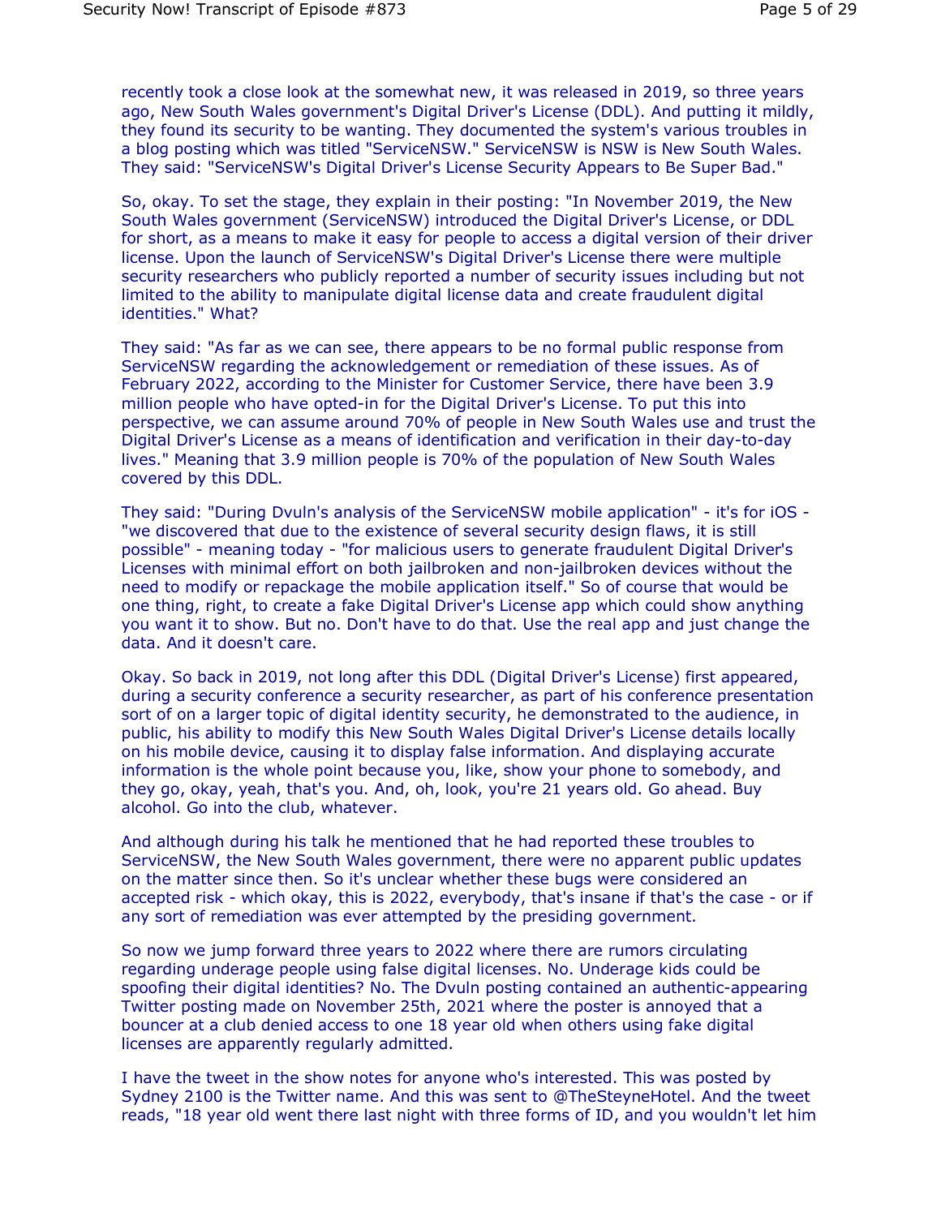recently took a close look at the somewhat new, it was released in 2019, so three years ago, New South Wales government's Digital Driver's License (DDL). And putting it mildly, they found its security to be wanting. They documented the system's various troubles in a blog posting which was titled "ServiceNSW." ServiceNSW is NSW is New South Wales. They said: "ServiceNSW's Digital Driver's License Security Appears to Be Super Bad."

So, okay. To set the stage, they explain in their posting: "In November 2019, the New South Wales government (ServiceNSW) introduced the Digital Driver's License, or DDL for short, as a means to make it easy for people to access a digital version of their driver license. Upon the launch of ServiceNSW's Digital Driver's License there were multiple security researchers who publicly reported a number of security issues including but not limited to the ability to manipulate digital license data and create fraudulent digital identities." What?

They said: "As far as we can see, there appears to be no formal public response from ServiceNSW regarding the acknowledgement or remediation of these issues. As of February 2022, according to the Minister for Customer Service, there have been 3.9 million people who have opted-in for the Digital Driver's License. To put this into perspective, we can assume around 70% of people in New South Wales use and trust the Digital Driver's License as a means of identification and verification in their day-to-day lives." Meaning that 3.9 million people is 70% of the population of New South Wales covered by this DDL.

They said: "During Dvuln's analysis of the ServiceNSW mobile application" - it's for iOS - "we discovered that due to the existence of several security design flaws, it is still possible" - meaning today - "for malicious users to generate fraudulent Digital Driver's Licenses with minimal effort on both jailbroken and non-jailbroken devices without the need to modify or repackage the mobile application itself." So of course that would be one thing, right, to create a fake Digital Driver's License app which could show anything you want it to show. But no. Don't have to do that. Use the real app and just change the data. And it doesn't care.

Okay. So back in 2019, not long after this DDL (Digital Driver's License) first appeared, during a security conference a security researcher, as part of his conference presentation sort of on a larger topic of digital identity security, he demonstrated to the audience, in public, his ability to modify this New South Wales Digital Driver's License details locally on his mobile device, causing it to display false information. And displaying accurate information is the whole point because you, like, show your phone to somebody, and they go, okay, yeah, that's you. And, oh, look, you're 21 years old. Go ahead. Buy alcohol. Go into the club, whatever.

And although during his talk he mentioned that he had reported these troubles to ServiceNSW, the New South Wales government, there were no apparent public updates on the matter since then. So it's unclear whether these bugs were considered an accepted risk - which okay, this is 2022, everybody, that's insane if that's the case - or if any sort of remediation was ever attempted by the presiding government.

So now we jump forward three years to 2022 where there are rumors circulating regarding underage people using false digital licenses. No. Underage kids could be spoofing their digital identities? No. The Dvuln posting contained an authentic-appearing Twitter posting made on November 25th, 2021 where the poster is annoyed that a bouncer at a club denied access to one 18 year old when others using fake digital licenses are apparently regularly admitted.

I have the tweet in the show notes for anyone who's interested. This was posted by Sydney 2100 is the Twitter name. And this was sent to @TheSteyneHotel. And the tweet reads, "18 year old went there last night with three forms of ID, and you wouldn't let him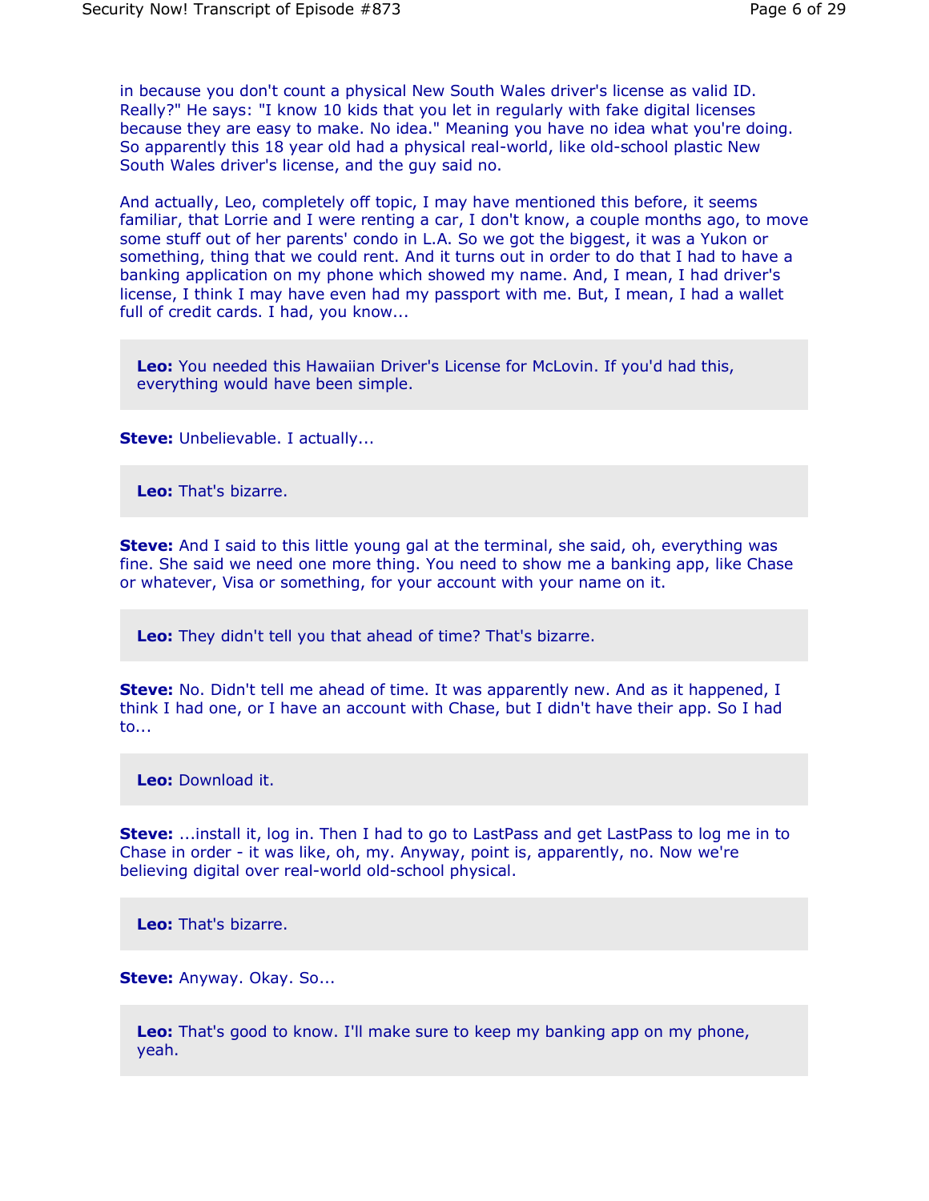in because you don't count a physical New South Wales driver's license as valid ID. Really?" He says: "I know 10 kids that you let in regularly with fake digital licenses because they are easy to make. No idea." Meaning you have no idea what you're doing. So apparently this 18 year old had a physical real-world, like old-school plastic New South Wales driver's license, and the guy said no.

And actually, Leo, completely off topic, I may have mentioned this before, it seems familiar, that Lorrie and I were renting a car, I don't know, a couple months ago, to move some stuff out of her parents' condo in L.A. So we got the biggest, it was a Yukon or something, thing that we could rent. And it turns out in order to do that I had to have a banking application on my phone which showed my name. And, I mean, I had driver's license, I think I may have even had my passport with me. But, I mean, I had a wallet full of credit cards. I had, you know...

**Leo:** You needed this Hawaiian Driver's License for McLovin. If you'd had this, everything would have been simple.

**Steve:** Unbelievable. I actually...

**Leo:** That's bizarre.

**Steve:** And I said to this little young gal at the terminal, she said, oh, everything was fine. She said we need one more thing. You need to show me a banking app, like Chase or whatever, Visa or something, for your account with your name on it.

**Leo:** They didn't tell you that ahead of time? That's bizarre.

**Steve:** No. Didn't tell me ahead of time. It was apparently new. And as it happened, I think I had one, or I have an account with Chase, but I didn't have their app. So I had to...

**Leo:** Download it.

**Steve:** ...install it, log in. Then I had to go to LastPass and get LastPass to log me in to Chase in order - it was like, oh, my. Anyway, point is, apparently, no. Now we're believing digital over real-world old-school physical.

**Leo:** That's bizarre.

**Steve:** Anyway. Okay. So...

**Leo:** That's good to know. I'll make sure to keep my banking app on my phone, yeah.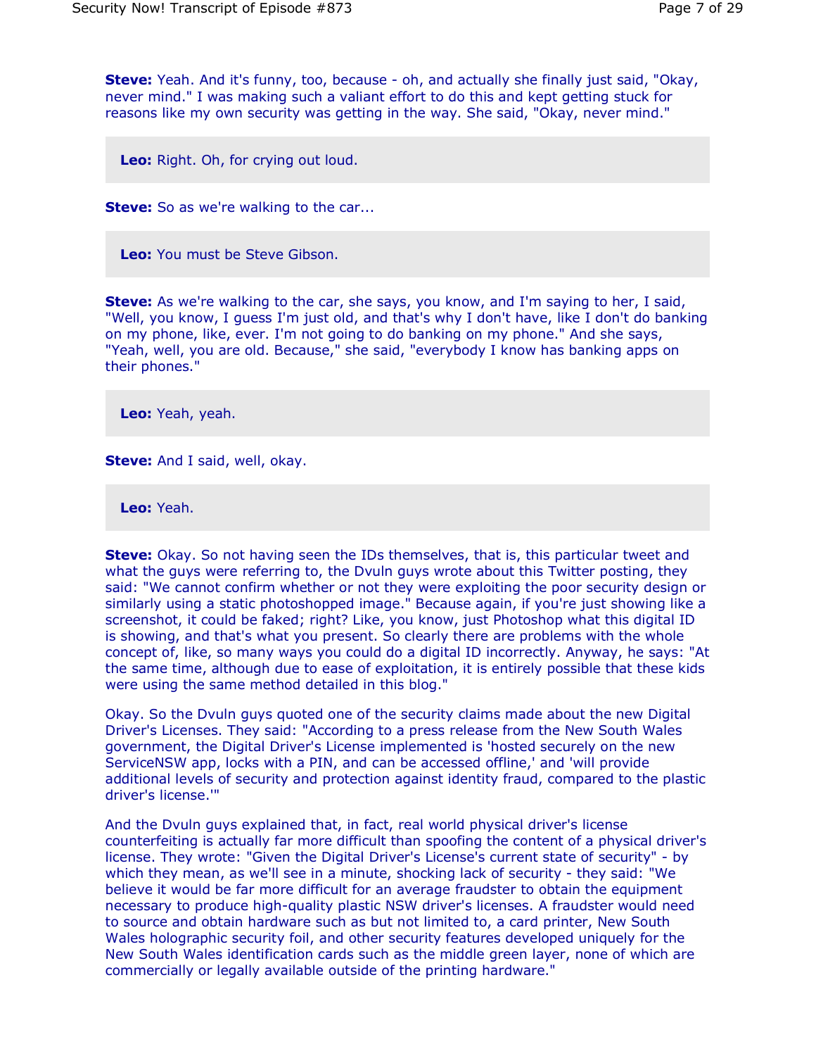**Steve:** Yeah. And it's funny, too, because - oh, and actually she finally just said, "Okay, never mind." I was making such a valiant effort to do this and kept getting stuck for reasons like my own security was getting in the way. She said, "Okay, never mind."

**Leo:** Right. Oh, for crying out loud.

**Steve:** So as we're walking to the car...

**Leo:** You must be Steve Gibson.

**Steve:** As we're walking to the car, she says, you know, and I'm saying to her, I said, "Well, you know, I guess I'm just old, and that's why I don't have, like I don't do banking on my phone, like, ever. I'm not going to do banking on my phone." And she says, "Yeah, well, you are old. Because," she said, "everybody I know has banking apps on their phones."

**Leo:** Yeah, yeah.

**Steve:** And I said, well, okay.

**Leo:** Yeah.

**Steve:** Okay. So not having seen the IDs themselves, that is, this particular tweet and what the guys were referring to, the Dvuln guys wrote about this Twitter posting, they said: "We cannot confirm whether or not they were exploiting the poor security design or similarly using a static photoshopped image." Because again, if you're just showing like a screenshot, it could be faked; right? Like, you know, just Photoshop what this digital ID is showing, and that's what you present. So clearly there are problems with the whole concept of, like, so many ways you could do a digital ID incorrectly. Anyway, he says: "At the same time, although due to ease of exploitation, it is entirely possible that these kids were using the same method detailed in this blog."

Okay. So the Dvuln guys quoted one of the security claims made about the new Digital Driver's Licenses. They said: "According to a press release from the New South Wales government, the Digital Driver's License implemented is 'hosted securely on the new ServiceNSW app, locks with a PIN, and can be accessed offline,' and 'will provide additional levels of security and protection against identity fraud, compared to the plastic driver's license.'"

And the Dvuln guys explained that, in fact, real world physical driver's license counterfeiting is actually far more difficult than spoofing the content of a physical driver's license. They wrote: "Given the Digital Driver's License's current state of security" - by which they mean, as we'll see in a minute, shocking lack of security - they said: "We believe it would be far more difficult for an average fraudster to obtain the equipment necessary to produce high-quality plastic NSW driver's licenses. A fraudster would need to source and obtain hardware such as but not limited to, a card printer, New South Wales holographic security foil, and other security features developed uniquely for the New South Wales identification cards such as the middle green layer, none of which are commercially or legally available outside of the printing hardware."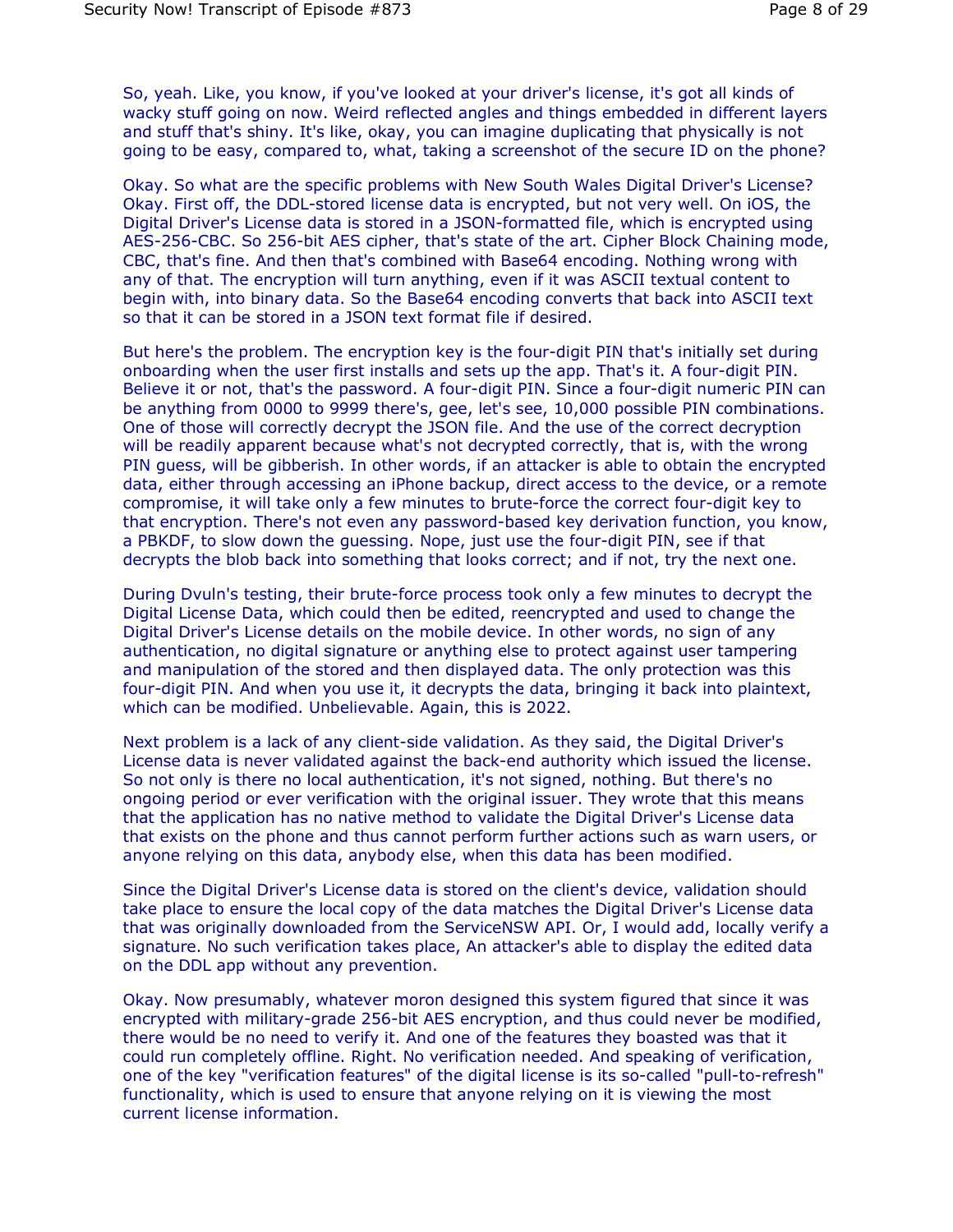So, yeah. Like, you know, if you've looked at your driver's license, it's got all kinds of wacky stuff going on now. Weird reflected angles and things embedded in different layers and stuff that's shiny. It's like, okay, you can imagine duplicating that physically is not going to be easy, compared to, what, taking a screenshot of the secure ID on the phone?

Okay. So what are the specific problems with New South Wales Digital Driver's License? Okay. First off, the DDL-stored license data is encrypted, but not very well. On iOS, the Digital Driver's License data is stored in a JSON-formatted file, which is encrypted using AES-256-CBC. So 256-bit AES cipher, that's state of the art. Cipher Block Chaining mode, CBC, that's fine. And then that's combined with Base64 encoding. Nothing wrong with any of that. The encryption will turn anything, even if it was ASCII textual content to begin with, into binary data. So the Base64 encoding converts that back into ASCII text so that it can be stored in a JSON text format file if desired.

But here's the problem. The encryption key is the four-digit PIN that's initially set during onboarding when the user first installs and sets up the app. That's it. A four-digit PIN. Believe it or not, that's the password. A four-digit PIN. Since a four-digit numeric PIN can be anything from 0000 to 9999 there's, gee, let's see, 10,000 possible PIN combinations. One of those will correctly decrypt the JSON file. And the use of the correct decryption will be readily apparent because what's not decrypted correctly, that is, with the wrong PIN guess, will be gibberish. In other words, if an attacker is able to obtain the encrypted data, either through accessing an iPhone backup, direct access to the device, or a remote compromise, it will take only a few minutes to brute-force the correct four-digit key to that encryption. There's not even any password-based key derivation function, you know, a PBKDF, to slow down the guessing. Nope, just use the four-digit PIN, see if that decrypts the blob back into something that looks correct; and if not, try the next one.

During Dvuln's testing, their brute-force process took only a few minutes to decrypt the Digital License Data, which could then be edited, reencrypted and used to change the Digital Driver's License details on the mobile device. In other words, no sign of any authentication, no digital signature or anything else to protect against user tampering and manipulation of the stored and then displayed data. The only protection was this four-digit PIN. And when you use it, it decrypts the data, bringing it back into plaintext, which can be modified. Unbelievable. Again, this is 2022.

Next problem is a lack of any client-side validation. As they said, the Digital Driver's License data is never validated against the back-end authority which issued the license. So not only is there no local authentication, it's not signed, nothing. But there's no ongoing period or ever verification with the original issuer. They wrote that this means that the application has no native method to validate the Digital Driver's License data that exists on the phone and thus cannot perform further actions such as warn users, or anyone relying on this data, anybody else, when this data has been modified.

Since the Digital Driver's License data is stored on the client's device, validation should take place to ensure the local copy of the data matches the Digital Driver's License data that was originally downloaded from the ServiceNSW API. Or, I would add, locally verify a signature. No such verification takes place, An attacker's able to display the edited data on the DDL app without any prevention.

Okay. Now presumably, whatever moron designed this system figured that since it was encrypted with military-grade 256-bit AES encryption, and thus could never be modified, there would be no need to verify it. And one of the features they boasted was that it could run completely offline. Right. No verification needed. And speaking of verification, one of the key "verification features" of the digital license is its so-called "pull-to-refresh" functionality, which is used to ensure that anyone relying on it is viewing the most current license information.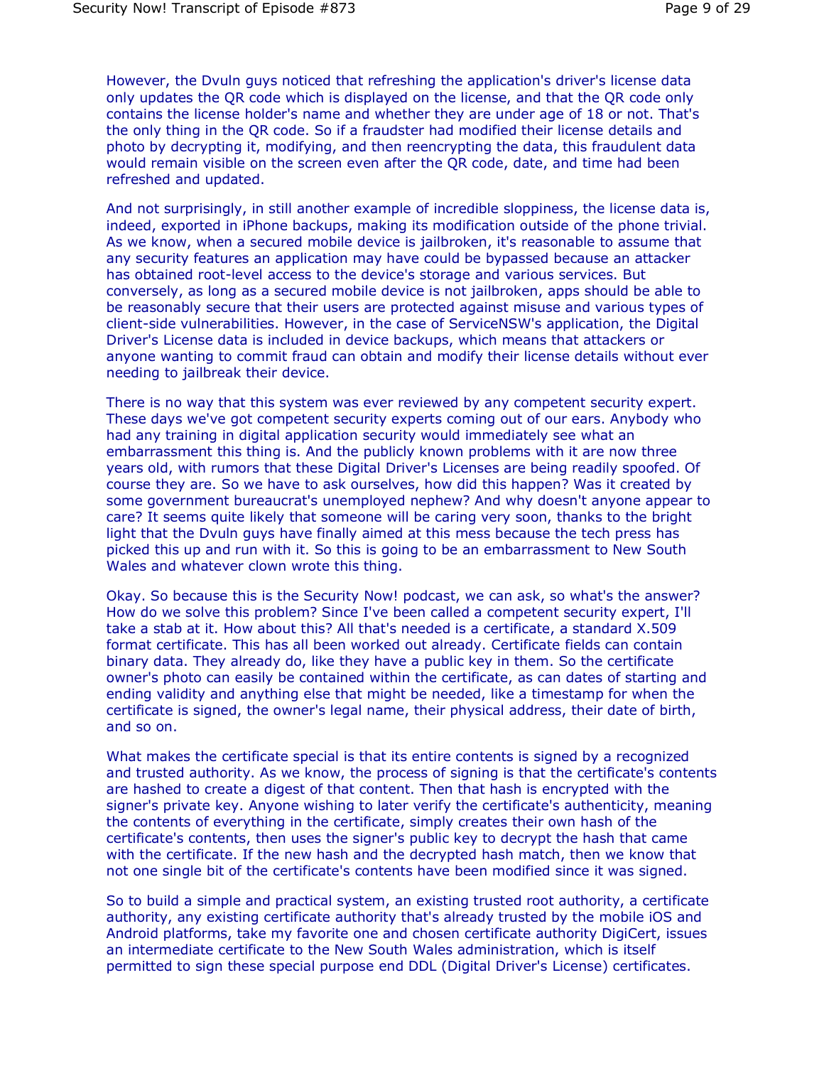However, the Dvuln guys noticed that refreshing the application's driver's license data only updates the QR code which is displayed on the license, and that the QR code only contains the license holder's name and whether they are under age of 18 or not. That's the only thing in the QR code. So if a fraudster had modified their license details and photo by decrypting it, modifying, and then reencrypting the data, this fraudulent data would remain visible on the screen even after the QR code, date, and time had been refreshed and updated.

And not surprisingly, in still another example of incredible sloppiness, the license data is, indeed, exported in iPhone backups, making its modification outside of the phone trivial. As we know, when a secured mobile device is jailbroken, it's reasonable to assume that any security features an application may have could be bypassed because an attacker has obtained root-level access to the device's storage and various services. But conversely, as long as a secured mobile device is not jailbroken, apps should be able to be reasonably secure that their users are protected against misuse and various types of client-side vulnerabilities. However, in the case of ServiceNSW's application, the Digital Driver's License data is included in device backups, which means that attackers or anyone wanting to commit fraud can obtain and modify their license details without ever needing to jailbreak their device.

There is no way that this system was ever reviewed by any competent security expert. These days we've got competent security experts coming out of our ears. Anybody who had any training in digital application security would immediately see what an embarrassment this thing is. And the publicly known problems with it are now three years old, with rumors that these Digital Driver's Licenses are being readily spoofed. Of course they are. So we have to ask ourselves, how did this happen? Was it created by some government bureaucrat's unemployed nephew? And why doesn't anyone appear to care? It seems quite likely that someone will be caring very soon, thanks to the bright light that the Dvuln guys have finally aimed at this mess because the tech press has picked this up and run with it. So this is going to be an embarrassment to New South Wales and whatever clown wrote this thing.

Okay. So because this is the Security Now! podcast, we can ask, so what's the answer? How do we solve this problem? Since I've been called a competent security expert, I'll take a stab at it. How about this? All that's needed is a certificate, a standard X.509 format certificate. This has all been worked out already. Certificate fields can contain binary data. They already do, like they have a public key in them. So the certificate owner's photo can easily be contained within the certificate, as can dates of starting and ending validity and anything else that might be needed, like a timestamp for when the certificate is signed, the owner's legal name, their physical address, their date of birth, and so on.

What makes the certificate special is that its entire contents is signed by a recognized and trusted authority. As we know, the process of signing is that the certificate's contents are hashed to create a digest of that content. Then that hash is encrypted with the signer's private key. Anyone wishing to later verify the certificate's authenticity, meaning the contents of everything in the certificate, simply creates their own hash of the certificate's contents, then uses the signer's public key to decrypt the hash that came with the certificate. If the new hash and the decrypted hash match, then we know that not one single bit of the certificate's contents have been modified since it was signed.

So to build a simple and practical system, an existing trusted root authority, a certificate authority, any existing certificate authority that's already trusted by the mobile iOS and Android platforms, take my favorite one and chosen certificate authority DigiCert, issues an intermediate certificate to the New South Wales administration, which is itself permitted to sign these special purpose end DDL (Digital Driver's License) certificates.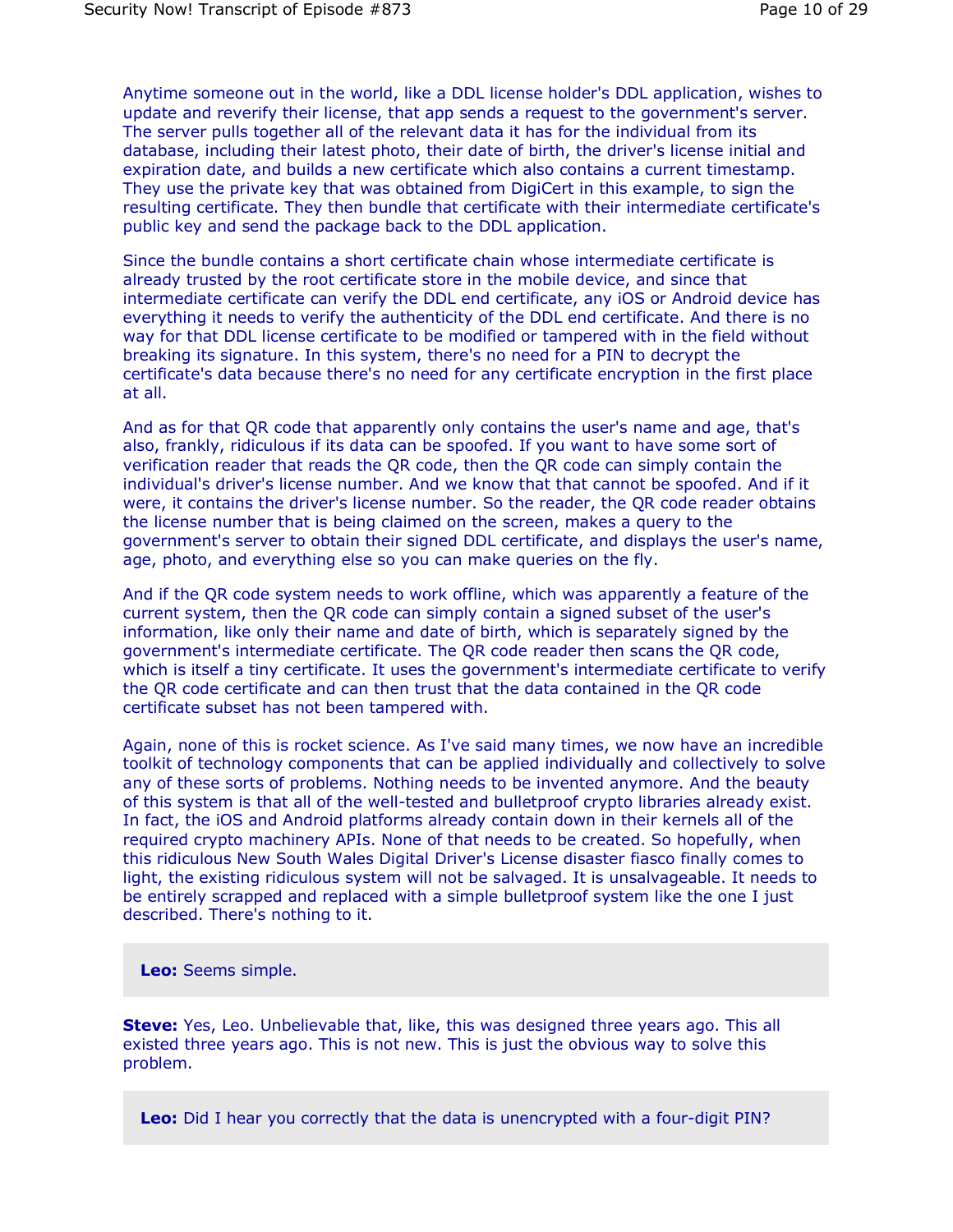Anytime someone out in the world, like a DDL license holder's DDL application, wishes to update and reverify their license, that app sends a request to the government's server. The server pulls together all of the relevant data it has for the individual from its database, including their latest photo, their date of birth, the driver's license initial and expiration date, and builds a new certificate which also contains a current timestamp. They use the private key that was obtained from DigiCert in this example, to sign the resulting certificate. They then bundle that certificate with their intermediate certificate's public key and send the package back to the DDL application.

Since the bundle contains a short certificate chain whose intermediate certificate is already trusted by the root certificate store in the mobile device, and since that intermediate certificate can verify the DDL end certificate, any iOS or Android device has everything it needs to verify the authenticity of the DDL end certificate. And there is no way for that DDL license certificate to be modified or tampered with in the field without breaking its signature. In this system, there's no need for a PIN to decrypt the certificate's data because there's no need for any certificate encryption in the first place at all.

And as for that QR code that apparently only contains the user's name and age, that's also, frankly, ridiculous if its data can be spoofed. If you want to have some sort of verification reader that reads the QR code, then the QR code can simply contain the individual's driver's license number. And we know that that cannot be spoofed. And if it were, it contains the driver's license number. So the reader, the QR code reader obtains the license number that is being claimed on the screen, makes a query to the government's server to obtain their signed DDL certificate, and displays the user's name, age, photo, and everything else so you can make queries on the fly.

And if the QR code system needs to work offline, which was apparently a feature of the current system, then the QR code can simply contain a signed subset of the user's information, like only their name and date of birth, which is separately signed by the government's intermediate certificate. The QR code reader then scans the QR code, which is itself a tiny certificate. It uses the government's intermediate certificate to verify the QR code certificate and can then trust that the data contained in the QR code certificate subset has not been tampered with.

Again, none of this is rocket science. As I've said many times, we now have an incredible toolkit of technology components that can be applied individually and collectively to solve any of these sorts of problems. Nothing needs to be invented anymore. And the beauty of this system is that all of the well-tested and bulletproof crypto libraries already exist. In fact, the iOS and Android platforms already contain down in their kernels all of the required crypto machinery APIs. None of that needs to be created. So hopefully, when this ridiculous New South Wales Digital Driver's License disaster fiasco finally comes to light, the existing ridiculous system will not be salvaged. It is unsalvageable. It needs to be entirely scrapped and replaced with a simple bulletproof system like the one I just described. There's nothing to it.

**Leo:** Seems simple.

**Steve:** Yes, Leo. Unbelievable that, like, this was designed three years ago. This all existed three years ago. This is not new. This is just the obvious way to solve this problem.

**Leo:** Did I hear you correctly that the data is unencrypted with a four-digit PIN?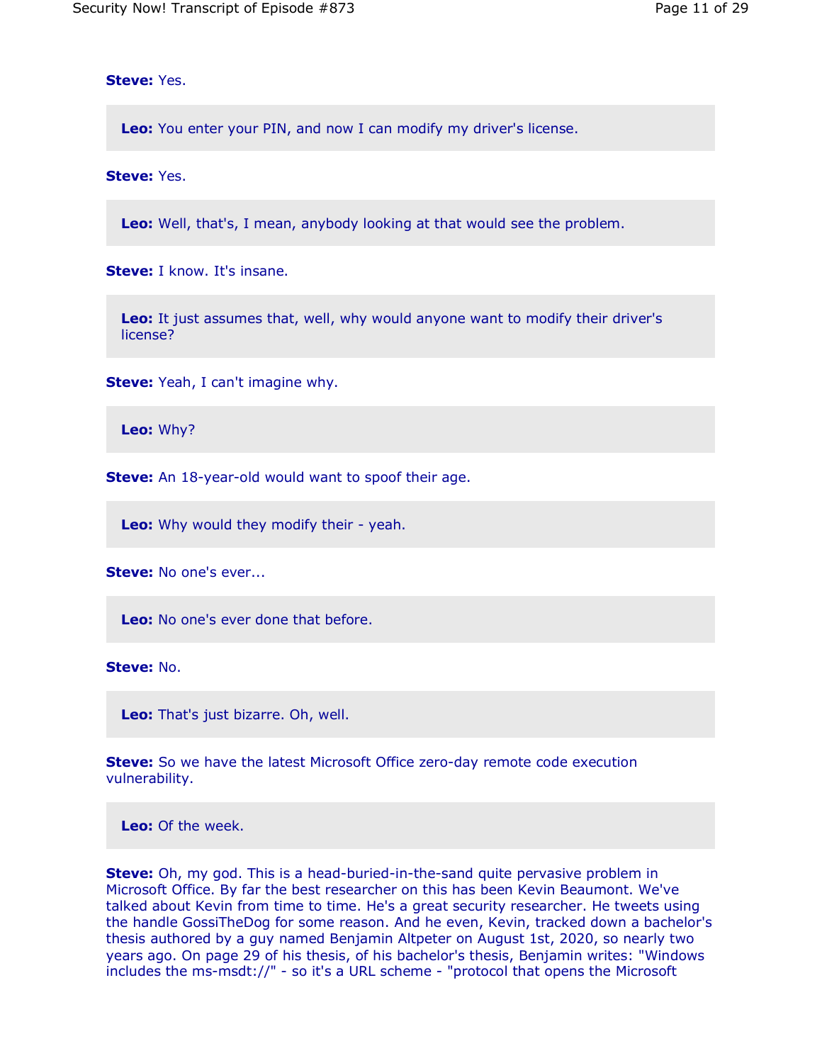**Steve:** Yes.

**Leo:** You enter your PIN, and now I can modify my driver's license.

**Steve:** Yes.

**Leo:** Well, that's, I mean, anybody looking at that would see the problem.

**Steve:** I know. It's insane.

**Leo:** It just assumes that, well, why would anyone want to modify their driver's license?

**Steve:** Yeah, I can't imagine why.

**Leo:** Why?

**Steve:** An 18-year-old would want to spoof their age.

**Leo:** Why would they modify their - yeah.

**Steve:** No one's ever...

**Leo:** No one's ever done that before.

**Steve:** No.

**Leo:** That's just bizarre. Oh, well.

**Steve:** So we have the latest Microsoft Office zero-day remote code execution vulnerability.

**Leo:** Of the week.

**Steve:** Oh, my god. This is a head-buried-in-the-sand quite pervasive problem in Microsoft Office. By far the best researcher on this has been Kevin Beaumont. We've talked about Kevin from time to time. He's a great security researcher. He tweets using the handle GossiTheDog for some reason. And he even, Kevin, tracked down a bachelor's thesis authored by a guy named Benjamin Altpeter on August 1st, 2020, so nearly two years ago. On page 29 of his thesis, of his bachelor's thesis, Benjamin writes: "Windows includes the ms-msdt://" - so it's a URL scheme - "protocol that opens the Microsoft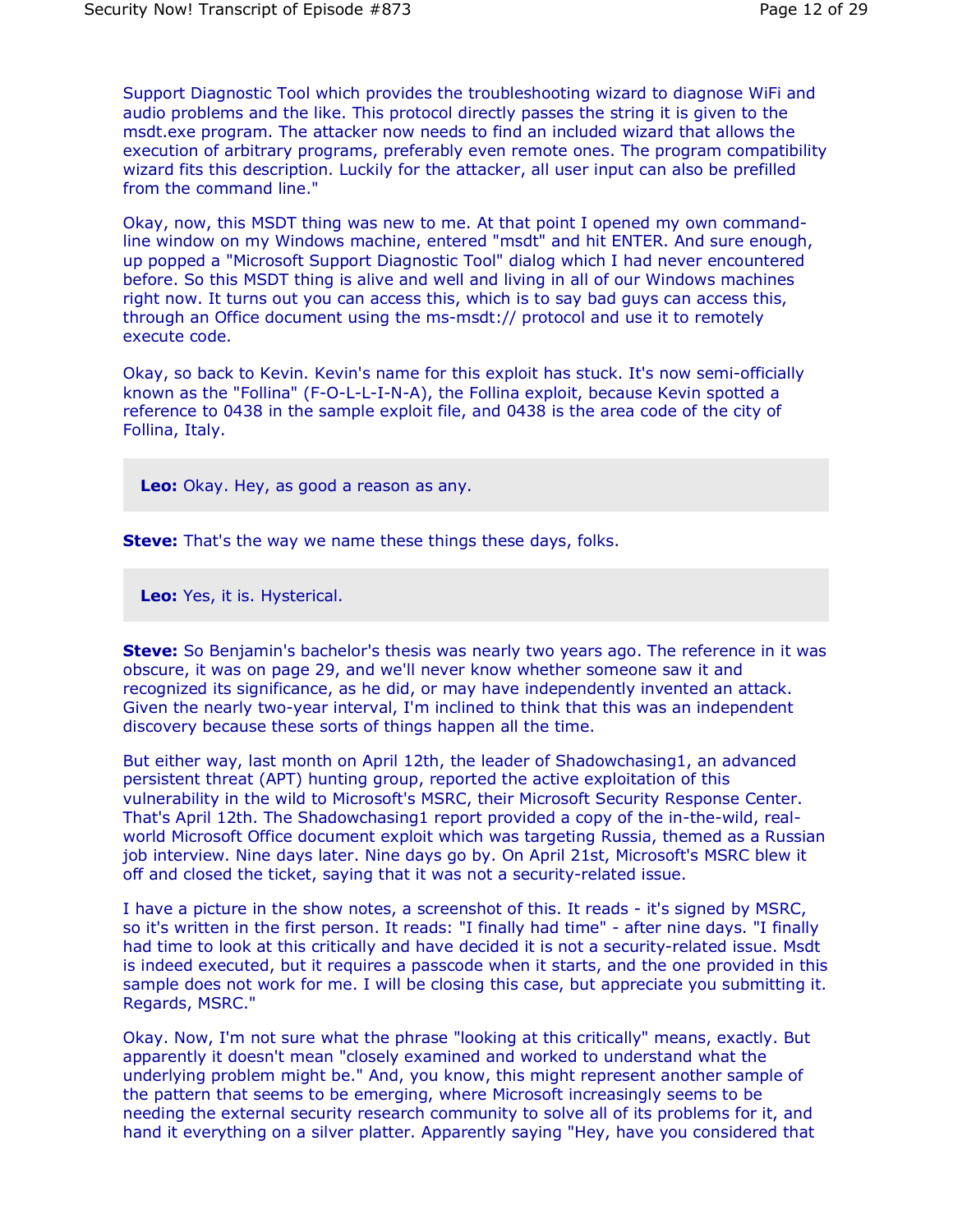Support Diagnostic Tool which provides the troubleshooting wizard to diagnose WiFi and audio problems and the like. This protocol directly passes the string it is given to the msdt.exe program. The attacker now needs to find an included wizard that allows the execution of arbitrary programs, preferably even remote ones. The program compatibility wizard fits this description. Luckily for the attacker, all user input can also be prefilled from the command line."

Okay, now, this MSDT thing was new to me. At that point I opened my own command-line window on my Windows machine, entered "msdt" and hit ENTER. And sure enough, up popped a "Microsoft Support Diagnostic Tool" dialog which I had never encountered before. So this MSDT thing is alive and well and living in all of our Windows machines right now. It turns out you can access this, which is to say bad guys can access this, through an Office document using the ms-msdt:// protocol and use it to remotely execute code.

Okay, so back to Kevin. Kevin's name for this exploit has stuck. It's now semi-officially known as the "Follina" (F-O-L-L-I-N-A), the Follina exploit, because Kevin spotted a reference to 0438 in the sample exploit file, and 0438 is the area code of the city of Follina, Italy.

> **Leo:** Okay. Hey, as good a reason as any.

**Steve:** That's the way we name these things these days, folks.

> **Leo:** Yes, it is. Hysterical.

**Steve:** So Benjamin's bachelor's thesis was nearly two years ago. The reference in it was obscure, it was on page 29, and we'll never know whether someone saw it and recognized its significance, as he did, or may have independently invented an attack. Given the nearly two-year interval, I'm inclined to think that this was an independent discovery because these sorts of things happen all the time.

But either way, last month on April 12th, the leader of Shadowchasing1, an advanced persistent threat (APT) hunting group, reported the active exploitation of this vulnerability in the wild to Microsoft's MSRC, their Microsoft Security Response Center. That's April 12th. The Shadowchasing1 report provided a copy of the in-the-wild, real-world Microsoft Office document exploit which was targeting Russia, themed as a Russian job interview. Nine days later. Nine days go by. On April 21st, Microsoft's MSRC blew it off and closed the ticket, saying that it was not a security-related issue.

I have a picture in the show notes, a screenshot of this. It reads - it's signed by MSRC, so it's written in the first person. It reads: "I finally had time" - after nine days. "I finally had time to look at this critically and have decided it is not a security-related issue. Msdt is indeed executed, but it requires a passcode when it starts, and the one provided in this sample does not work for me. I will be closing this case, but appreciate you submitting it. Regards, MSRC."

Okay. Now, I'm not sure what the phrase "looking at this critically" means, exactly. But apparently it doesn't mean "closely examined and worked to understand what the underlying problem might be." And, you know, this might represent another sample of the pattern that seems to be emerging, where Microsoft increasingly seems to be needing the external security research community to solve all of its problems for it, and hand it everything on a silver platter. Apparently saying "Hey, have you considered that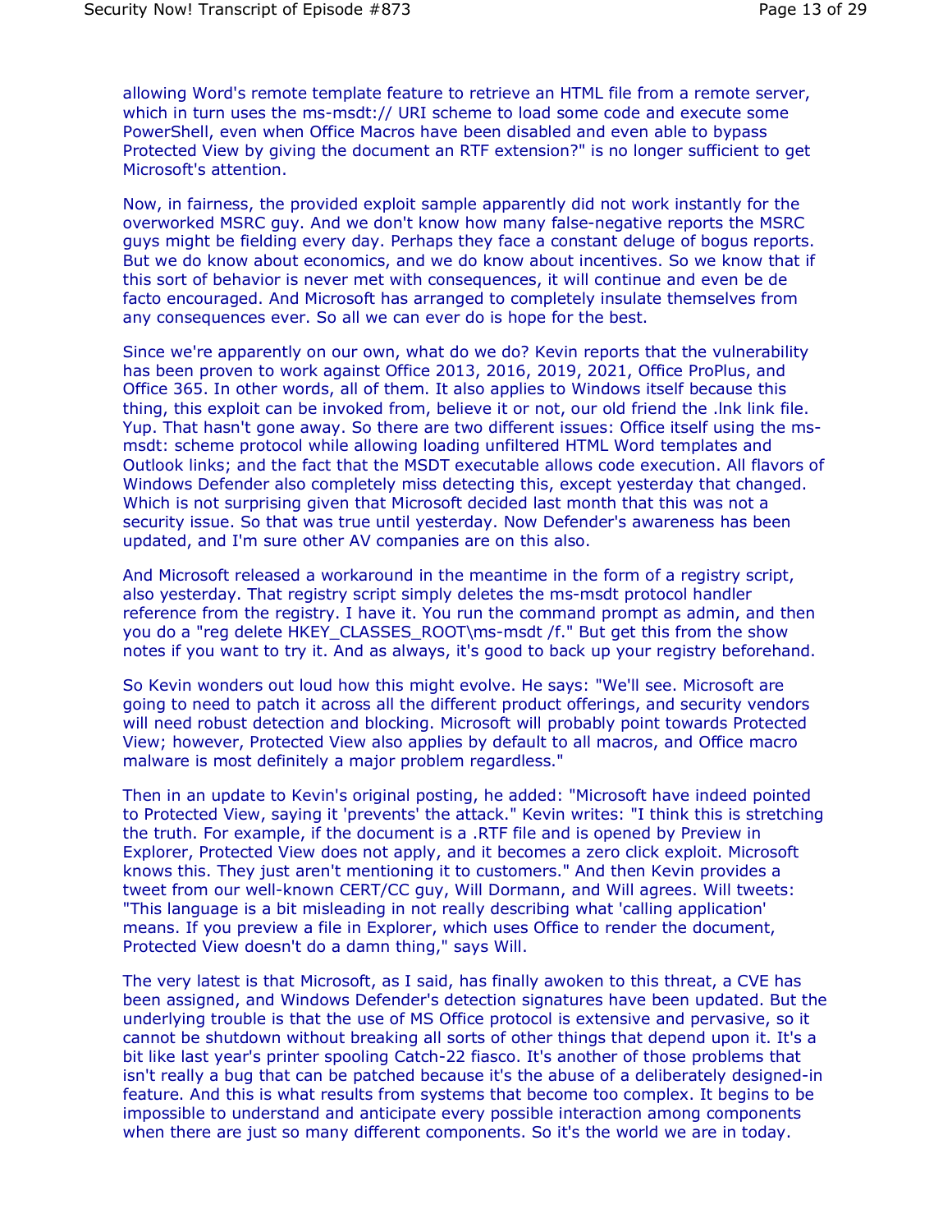allowing Word's remote template feature to retrieve an HTML file from a remote server, which in turn uses the ms-msdt:// URI scheme to load some code and execute some PowerShell, even when Office Macros have been disabled and even able to bypass Protected View by giving the document an RTF extension?" is no longer sufficient to get Microsoft's attention.

Now, in fairness, the provided exploit sample apparently did not work instantly for the overworked MSRC guy. And we don't know how many false-negative reports the MSRC guys might be fielding every day. Perhaps they face a constant deluge of bogus reports. But we do know about economics, and we do know about incentives. So we know that if this sort of behavior is never met with consequences, it will continue and even be de facto encouraged. And Microsoft has arranged to completely insulate themselves from any consequences ever. So all we can ever do is hope for the best.

Since we're apparently on our own, what do we do? Kevin reports that the vulnerability has been proven to work against Office 2013, 2016, 2019, 2021, Office ProPlus, and Office 365. In other words, all of them. It also applies to Windows itself because this thing, this exploit can be invoked from, believe it or not, our old friend the .lnk link file. Yup. That hasn't gone away. So there are two different issues: Office itself using the ms-msdt: scheme protocol while allowing loading unfiltered HTML Word templates and Outlook links; and the fact that the MSDT executable allows code execution. All flavors of Windows Defender also completely miss detecting this, except yesterday that changed. Which is not surprising given that Microsoft decided last month that this was not a security issue. So that was true until yesterday. Now Defender's awareness has been updated, and I'm sure other AV companies are on this also.

And Microsoft released a workaround in the meantime in the form of a registry script, also yesterday. That registry script simply deletes the ms-msdt protocol handler reference from the registry. I have it. You run the command prompt as admin, and then you do a "reg delete HKEY_CLASSES_ROOT\ms-msdt /f." But get this from the show notes if you want to try it. And as always, it's good to back up your registry beforehand.

So Kevin wonders out loud how this might evolve. He says: "We'll see. Microsoft are going to need to patch it across all the different product offerings, and security vendors will need robust detection and blocking. Microsoft will probably point towards Protected View; however, Protected View also applies by default to all macros, and Office macro malware is most definitely a major problem regardless."

Then in an update to Kevin's original posting, he added: "Microsoft have indeed pointed to Protected View, saying it 'prevents' the attack." Kevin writes: "I think this is stretching the truth. For example, if the document is a .RTF file and is opened by Preview in Explorer, Protected View does not apply, and it becomes a zero click exploit. Microsoft knows this. They just aren't mentioning it to customers." And then Kevin provides a tweet from our well-known CERT/CC guy, Will Dormann, and Will agrees. Will tweets: "This language is a bit misleading in not really describing what 'calling application' means. If you preview a file in Explorer, which uses Office to render the document, Protected View doesn't do a damn thing," says Will.

The very latest is that Microsoft, as I said, has finally awoken to this threat, a CVE has been assigned, and Windows Defender's detection signatures have been updated. But the underlying trouble is that the use of MS Office protocol is extensive and pervasive, so it cannot be shutdown without breaking all sorts of other things that depend upon it. It's a bit like last year's printer spooling Catch-22 fiasco. It's another of those problems that isn't really a bug that can be patched because it's the abuse of a deliberately designed-in feature. And this is what results from systems that become too complex. It begins to be impossible to understand and anticipate every possible interaction among components when there are just so many different components. So it's the world we are in today.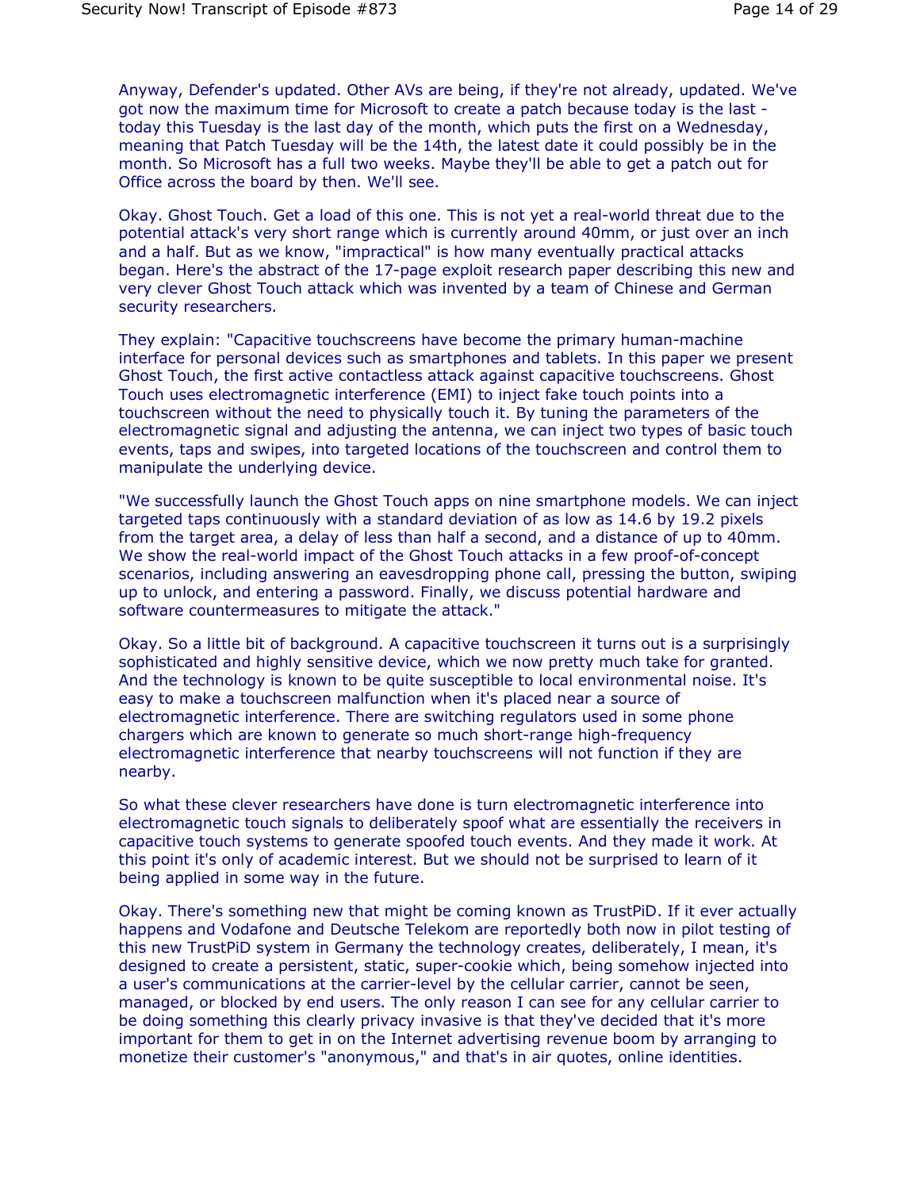Anyway, Defender's updated. Other AVs are being, if they're not already, updated. We've got now the maximum time for Microsoft to create a patch because today is the last - today this Tuesday is the last day of the month, which puts the first on a Wednesday, meaning that Patch Tuesday will be the 14th, the latest date it could possibly be in the month. So Microsoft has a full two weeks. Maybe they'll be able to get a patch out for Office across the board by then. We'll see.

Okay. Ghost Touch. Get a load of this one. This is not yet a real-world threat due to the potential attack's very short range which is currently around 40mm, or just over an inch and a half. But as we know, "impractical" is how many eventually practical attacks began. Here's the abstract of the 17-page exploit research paper describing this new and very clever Ghost Touch attack which was invented by a team of Chinese and German security researchers.

They explain: "Capacitive touchscreens have become the primary human-machine interface for personal devices such as smartphones and tablets. In this paper we present Ghost Touch, the first active contactless attack against capacitive touchscreens. Ghost Touch uses electromagnetic interference (EMI) to inject fake touch points into a touchscreen without the need to physically touch it. By tuning the parameters of the electromagnetic signal and adjusting the antenna, we can inject two types of basic touch events, taps and swipes, into targeted locations of the touchscreen and control them to manipulate the underlying device.

"We successfully launch the Ghost Touch apps on nine smartphone models. We can inject targeted taps continuously with a standard deviation of as low as 14.6 by 19.2 pixels from the target area, a delay of less than half a second, and a distance of up to 40mm. We show the real-world impact of the Ghost Touch attacks in a few proof-of-concept scenarios, including answering an eavesdropping phone call, pressing the button, swiping up to unlock, and entering a password. Finally, we discuss potential hardware and software countermeasures to mitigate the attack."

Okay. So a little bit of background. A capacitive touchscreen it turns out is a surprisingly sophisticated and highly sensitive device, which we now pretty much take for granted. And the technology is known to be quite susceptible to local environmental noise. It's easy to make a touchscreen malfunction when it's placed near a source of electromagnetic interference. There are switching regulators used in some phone chargers which are known to generate so much short-range high-frequency electromagnetic interference that nearby touchscreens will not function if they are nearby.

So what these clever researchers have done is turn electromagnetic interference into electromagnetic touch signals to deliberately spoof what are essentially the receivers in capacitive touch systems to generate spoofed touch events. And they made it work. At this point it's only of academic interest. But we should not be surprised to learn of it being applied in some way in the future.

Okay. There's something new that might be coming known as TrustPiD. If it ever actually happens and Vodafone and Deutsche Telekom are reportedly both now in pilot testing of this new TrustPiD system in Germany the technology creates, deliberately, I mean, it's designed to create a persistent, static, super-cookie which, being somehow injected into a user's communications at the carrier-level by the cellular carrier, cannot be seen, managed, or blocked by end users. The only reason I can see for any cellular carrier to be doing something this clearly privacy invasive is that they've decided that it's more important for them to get in on the Internet advertising revenue boom by arranging to monetize their customer's "anonymous," and that's in air quotes, online identities.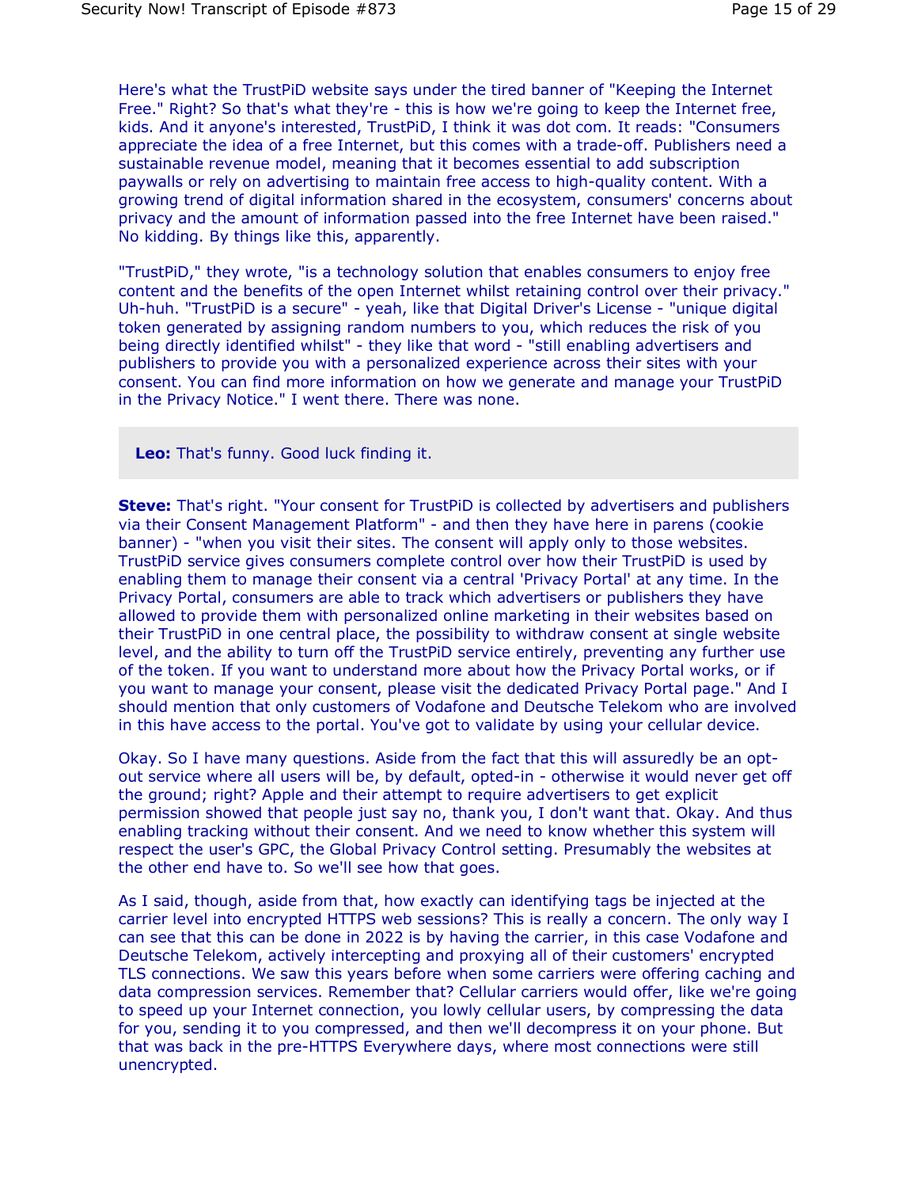Here's what the TrustPiD website says under the tired banner of "Keeping the Internet Free." Right? So that's what they're - this is how we're going to keep the Internet free, kids. And it anyone's interested, TrustPiD, I think it was dot com. It reads: "Consumers appreciate the idea of a free Internet, but this comes with a trade-off. Publishers need a sustainable revenue model, meaning that it becomes essential to add subscription paywalls or rely on advertising to maintain free access to high-quality content. With a growing trend of digital information shared in the ecosystem, consumers' concerns about privacy and the amount of information passed into the free Internet have been raised." No kidding. By things like this, apparently.

"TrustPiD," they wrote, "is a technology solution that enables consumers to enjoy free content and the benefits of the open Internet whilst retaining control over their privacy." Uh-huh. "TrustPiD is a secure" - yeah, like that Digital Driver's License - "unique digital token generated by assigning random numbers to you, which reduces the risk of you being directly identified whilst" - they like that word - "still enabling advertisers and publishers to provide you with a personalized experience across their sites with your consent. You can find more information on how we generate and manage your TrustPiD in the Privacy Notice." I went there. There was none.

> **Leo:** That's funny. Good luck finding it.

**Steve:** That's right. "Your consent for TrustPiD is collected by advertisers and publishers via their Consent Management Platform" - and then they have here in parens (cookie banner) - "when you visit their sites. The consent will apply only to those websites. TrustPiD service gives consumers complete control over how their TrustPiD is used by enabling them to manage their consent via a central 'Privacy Portal' at any time. In the Privacy Portal, consumers are able to track which advertisers or publishers they have allowed to provide them with personalized online marketing in their websites based on their TrustPiD in one central place, the possibility to withdraw consent at single website level, and the ability to turn off the TrustPiD service entirely, preventing any further use of the token. If you want to understand more about how the Privacy Portal works, or if you want to manage your consent, please visit the dedicated Privacy Portal page." And I should mention that only customers of Vodafone and Deutsche Telekom who are involved in this have access to the portal. You've got to validate by using your cellular device.

Okay. So I have many questions. Aside from the fact that this will assuredly be an opt-out service where all users will be, by default, opted-in - otherwise it would never get off the ground; right? Apple and their attempt to require advertisers to get explicit permission showed that people just say no, thank you, I don't want that. Okay. And thus enabling tracking without their consent. And we need to know whether this system will respect the user's GPC, the Global Privacy Control setting. Presumably the websites at the other end have to. So we'll see how that goes.

As I said, though, aside from that, how exactly can identifying tags be injected at the carrier level into encrypted HTTPS web sessions? This is really a concern. The only way I can see that this can be done in 2022 is by having the carrier, in this case Vodafone and Deutsche Telekom, actively intercepting and proxying all of their customers' encrypted TLS connections. We saw this years before when some carriers were offering caching and data compression services. Remember that? Cellular carriers would offer, like we're going to speed up your Internet connection, you lowly cellular users, by compressing the data for you, sending it to you compressed, and then we'll decompress it on your phone. But that was back in the pre-HTTPS Everywhere days, where most connections were still unencrypted.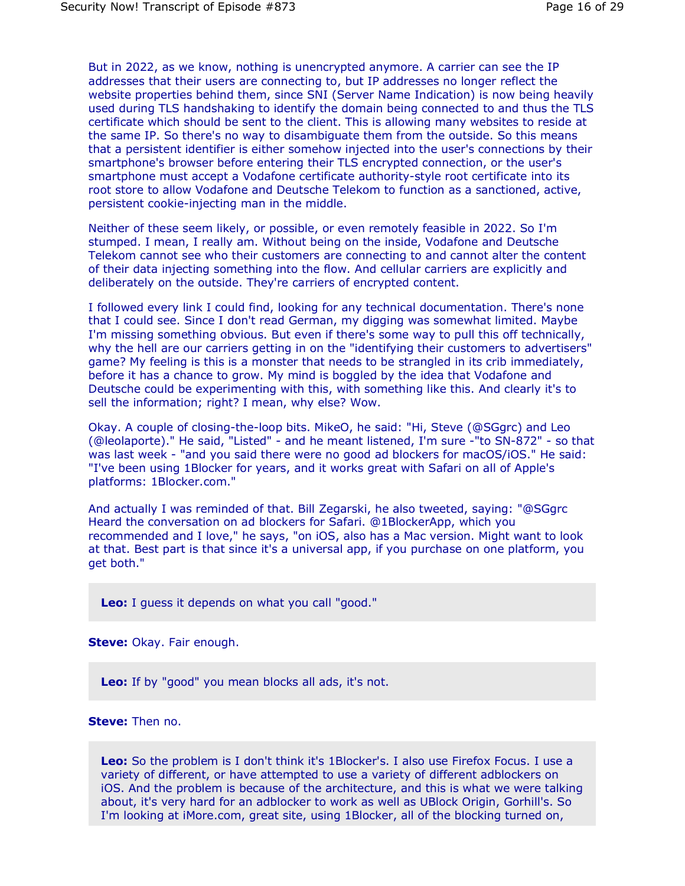But in 2022, as we know, nothing is unencrypted anymore. A carrier can see the IP addresses that their users are connecting to, but IP addresses no longer reflect the website properties behind them, since SNI (Server Name Indication) is now being heavily used during TLS handshaking to identify the domain being connected to and thus the TLS certificate which should be sent to the client. This is allowing many websites to reside at the same IP. So there's no way to disambiguate them from the outside. So this means that a persistent identifier is either somehow injected into the user's connections by their smartphone's browser before entering their TLS encrypted connection, or the user's smartphone must accept a Vodafone certificate authority-style root certificate into its root store to allow Vodafone and Deutsche Telekom to function as a sanctioned, active, persistent cookie-injecting man in the middle.

Neither of these seem likely, or possible, or even remotely feasible in 2022. So I'm stumped. I mean, I really am. Without being on the inside, Vodafone and Deutsche Telekom cannot see who their customers are connecting to and cannot alter the content of their data injecting something into the flow. And cellular carriers are explicitly and deliberately on the outside. They're carriers of encrypted content.

I followed every link I could find, looking for any technical documentation. There's none that I could see. Since I don't read German, my digging was somewhat limited. Maybe I'm missing something obvious. But even if there's some way to pull this off technically, why the hell are our carriers getting in on the "identifying their customers to advertisers" game? My feeling is this is a monster that needs to be strangled in its crib immediately, before it has a chance to grow. My mind is boggled by the idea that Vodafone and Deutsche could be experimenting with this, with something like this. And clearly it's to sell the information; right? I mean, why else? Wow.

Okay. A couple of closing-the-loop bits. MikeO, he said: "Hi, Steve (@SGgrc) and Leo (@leolaporte)." He said, "Listed" - and he meant listened, I'm sure -"to SN-872" - so that was last week - "and you said there were no good ad blockers for macOS/iOS." He said: "I've been using 1Blocker for years, and it works great with Safari on all of Apple's platforms: 1Blocker.com."

And actually I was reminded of that. Bill Zegarski, he also tweeted, saying: "@SGgrc Heard the conversation on ad blockers for Safari. @1BlockerApp, which you recommended and I love," he says, "on iOS, also has a Mac version. Might want to look at that. Best part is that since it's a universal app, if you purchase on one platform, you get both."

**Leo:** I guess it depends on what you call "good."

**Steve:** Okay. Fair enough.

**Leo:** If by "good" you mean blocks all ads, it's not.

**Steve:** Then no.

**Leo:** So the problem is I don't think it's 1Blocker's. I also use Firefox Focus. I use a variety of different, or have attempted to use a variety of different adblockers on iOS. And the problem is because of the architecture, and this is what we were talking about, it's very hard for an adblocker to work as well as UBlock Origin, Gorhill's. So I'm looking at iMore.com, great site, using 1Blocker, all of the blocking turned on,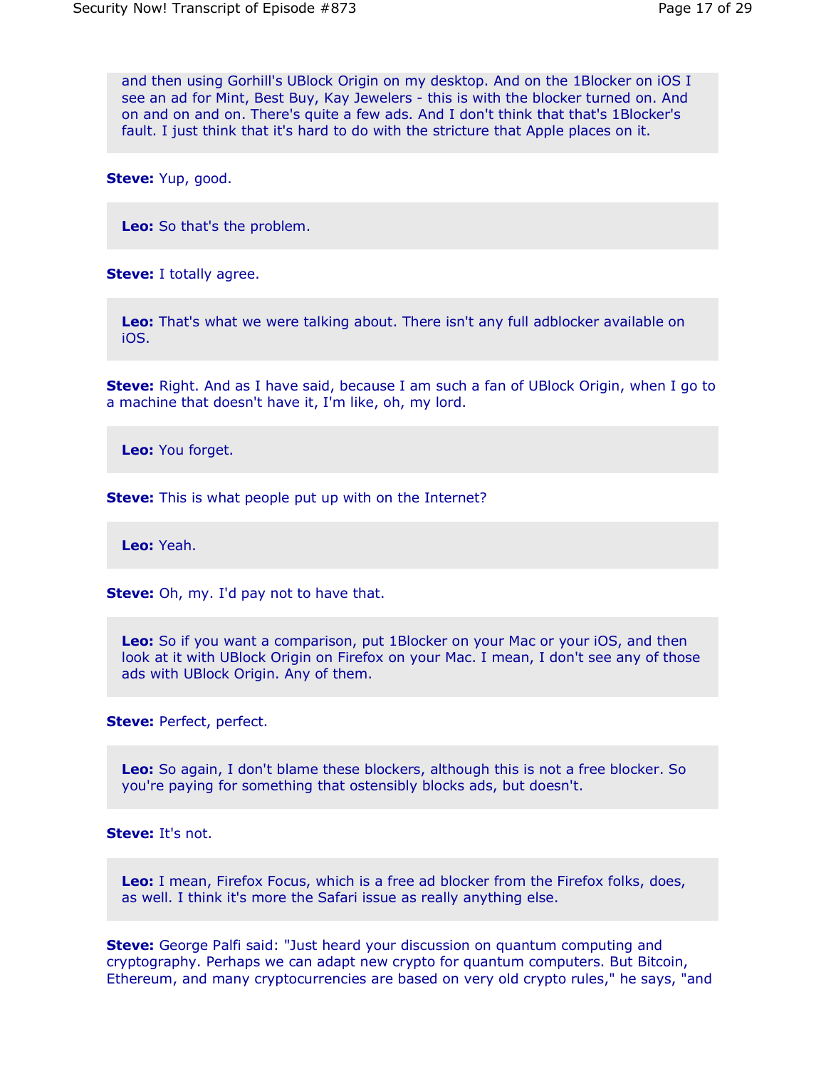and then using Gorhill's UBlock Origin on my desktop. And on the 1Blocker on iOS I see an ad for Mint, Best Buy, Kay Jewelers - this is with the blocker turned on. And on and on and on. There's quite a few ads. And I don't think that that's 1Blocker's fault. I just think that it's hard to do with the stricture that Apple places on it.

**Steve:** Yup, good.

**Leo:** So that's the problem.

**Steve:** I totally agree.

**Leo:** That's what we were talking about. There isn't any full adblocker available on iOS.

**Steve:** Right. And as I have said, because I am such a fan of UBlock Origin, when I go to a machine that doesn't have it, I'm like, oh, my lord.

**Leo:** You forget.

**Steve:** This is what people put up with on the Internet?

**Leo:** Yeah.

**Steve:** Oh, my. I'd pay not to have that.

**Leo:** So if you want a comparison, put 1Blocker on your Mac or your iOS, and then look at it with UBlock Origin on Firefox on your Mac. I mean, I don't see any of those ads with UBlock Origin. Any of them.

**Steve:** Perfect, perfect.

**Leo:** So again, I don't blame these blockers, although this is not a free blocker. So you're paying for something that ostensibly blocks ads, but doesn't.

**Steve:** It's not.

**Leo:** I mean, Firefox Focus, which is a free ad blocker from the Firefox folks, does, as well. I think it's more the Safari issue as really anything else.

**Steve:** George Palfi said: "Just heard your discussion on quantum computing and cryptography. Perhaps we can adapt new crypto for quantum computers. But Bitcoin, Ethereum, and many cryptocurrencies are based on very old crypto rules," he says, "and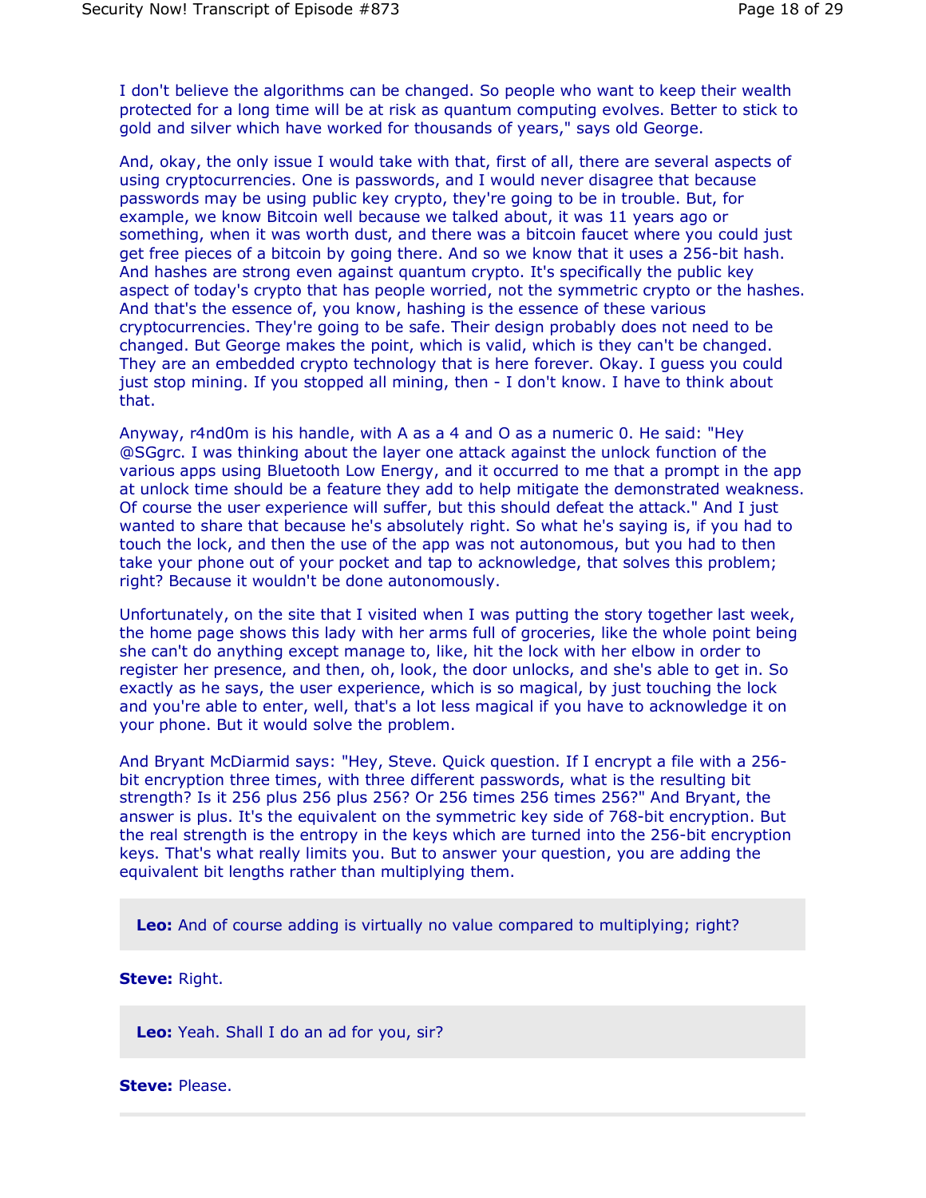I don't believe the algorithms can be changed. So people who want to keep their wealth protected for a long time will be at risk as quantum computing evolves. Better to stick to gold and silver which have worked for thousands of years," says old George.

And, okay, the only issue I would take with that, first of all, there are several aspects of using cryptocurrencies. One is passwords, and I would never disagree that because passwords may be using public key crypto, they're going to be in trouble. But, for example, we know Bitcoin well because we talked about, it was 11 years ago or something, when it was worth dust, and there was a bitcoin faucet where you could just get free pieces of a bitcoin by going there. And so we know that it uses a 256-bit hash. And hashes are strong even against quantum crypto. It's specifically the public key aspect of today's crypto that has people worried, not the symmetric crypto or the hashes. And that's the essence of, you know, hashing is the essence of these various cryptocurrencies. They're going to be safe. Their design probably does not need to be changed. But George makes the point, which is valid, which is they can't be changed. They are an embedded crypto technology that is here forever. Okay. I guess you could just stop mining. If you stopped all mining, then - I don't know. I have to think about that.

Anyway, r4nd0m is his handle, with A as a 4 and O as a numeric 0. He said: "Hey @SGgrc. I was thinking about the layer one attack against the unlock function of the various apps using Bluetooth Low Energy, and it occurred to me that a prompt in the app at unlock time should be a feature they add to help mitigate the demonstrated weakness. Of course the user experience will suffer, but this should defeat the attack." And I just wanted to share that because he's absolutely right. So what he's saying is, if you had to touch the lock, and then the use of the app was not autonomous, but you had to then take your phone out of your pocket and tap to acknowledge, that solves this problem; right? Because it wouldn't be done autonomously.

Unfortunately, on the site that I visited when I was putting the story together last week, the home page shows this lady with her arms full of groceries, like the whole point being she can't do anything except manage to, like, hit the lock with her elbow in order to register her presence, and then, oh, look, the door unlocks, and she's able to get in. So exactly as he says, the user experience, which is so magical, by just touching the lock and you're able to enter, well, that's a lot less magical if you have to acknowledge it on your phone. But it would solve the problem.

And Bryant McDiarmid says: "Hey, Steve. Quick question. If I encrypt a file with a 256-bit encryption three times, with three different passwords, what is the resulting bit strength? Is it 256 plus 256 plus 256? Or 256 times 256 times 256?" And Bryant, the answer is plus. It's the equivalent on the symmetric key side of 768-bit encryption. But the real strength is the entropy in the keys which are turned into the 256-bit encryption keys. That's what really limits you. But to answer your question, you are adding the equivalent bit lengths rather than multiplying them.

**Leo:** And of course adding is virtually no value compared to multiplying; right?

**Steve:** Right.

**Leo:** Yeah. Shall I do an ad for you, sir?

**Steve:** Please.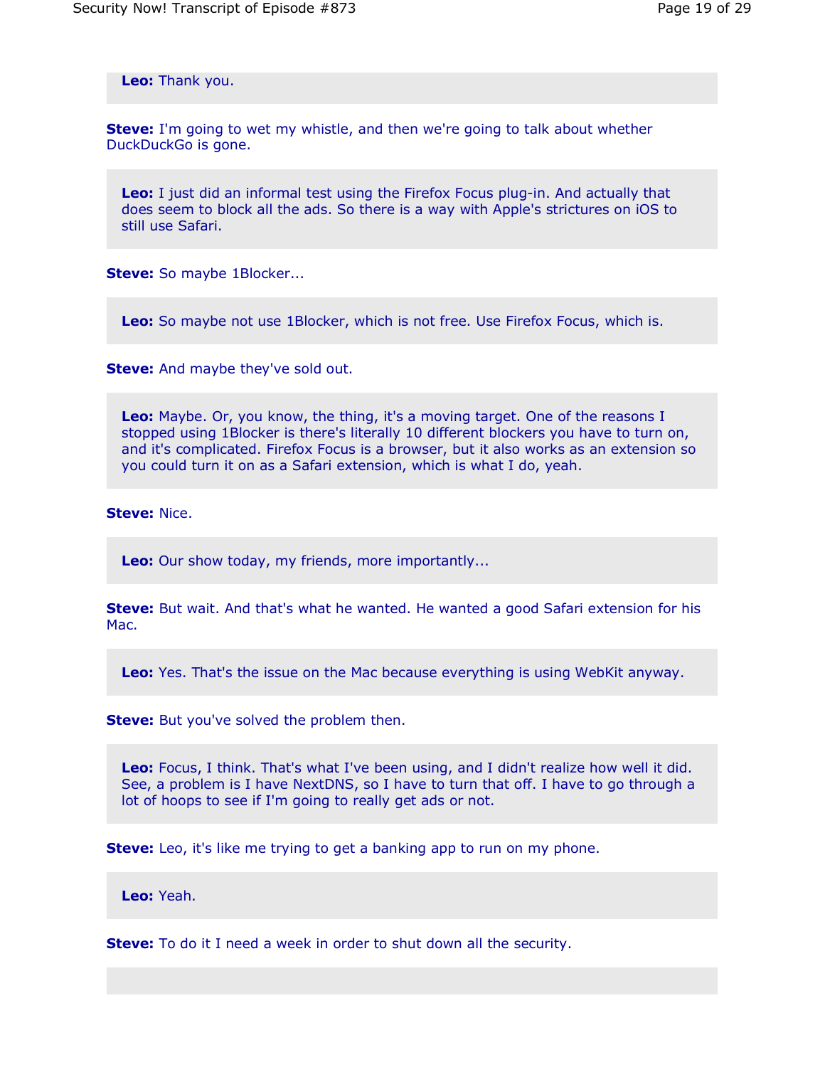**Leo:** Thank you.

**Steve:** I'm going to wet my whistle, and then we're going to talk about whether DuckDuckGo is gone.

**Leo:** I just did an informal test using the Firefox Focus plug-in. And actually that does seem to block all the ads. So there is a way with Apple's strictures on iOS to still use Safari.

**Steve:** So maybe 1Blocker...

**Leo:** So maybe not use 1Blocker, which is not free. Use Firefox Focus, which is.

**Steve:** And maybe they've sold out.

**Leo:** Maybe. Or, you know, the thing, it's a moving target. One of the reasons I stopped using 1Blocker is there's literally 10 different blockers you have to turn on, and it's complicated. Firefox Focus is a browser, but it also works as an extension so you could turn it on as a Safari extension, which is what I do, yeah.

**Steve:** Nice.

**Leo:** Our show today, my friends, more importantly...

**Steve:** But wait. And that's what he wanted. He wanted a good Safari extension for his Mac.

**Leo:** Yes. That's the issue on the Mac because everything is using WebKit anyway.

**Steve:** But you've solved the problem then.

**Leo:** Focus, I think. That's what I've been using, and I didn't realize how well it did. See, a problem is I have NextDNS, so I have to turn that off. I have to go through a lot of hoops to see if I'm going to really get ads or not.

**Steve:** Leo, it's like me trying to get a banking app to run on my phone.

**Leo:** Yeah.

**Steve:** To do it I need a week in order to shut down all the security.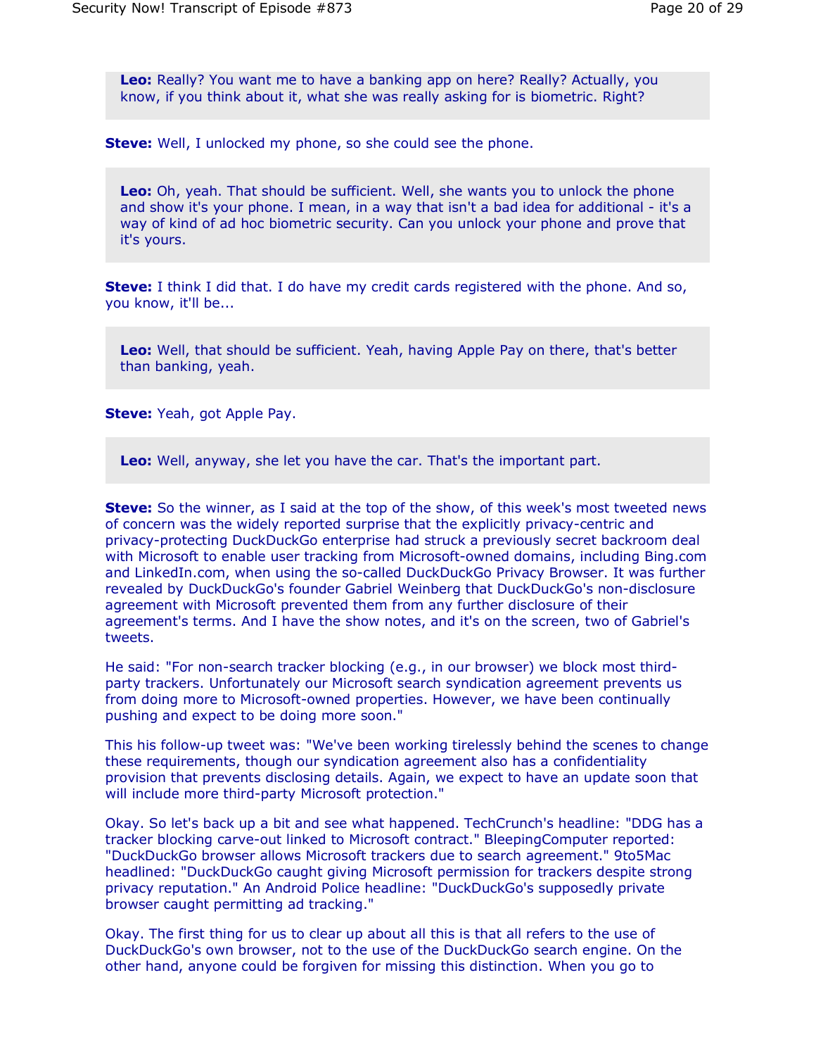**Leo:** Really? You want me to have a banking app on here? Really? Actually, you know, if you think about it, what she was really asking for is biometric. Right?

**Steve:** Well, I unlocked my phone, so she could see the phone.

**Leo:** Oh, yeah. That should be sufficient. Well, she wants you to unlock the phone and show it's your phone. I mean, in a way that isn't a bad idea for additional - it's a way of kind of ad hoc biometric security. Can you unlock your phone and prove that it's yours.

**Steve:** I think I did that. I do have my credit cards registered with the phone. And so, you know, it'll be...

**Leo:** Well, that should be sufficient. Yeah, having Apple Pay on there, that's better than banking, yeah.

**Steve:** Yeah, got Apple Pay.

**Leo:** Well, anyway, she let you have the car. That's the important part.

**Steve:** So the winner, as I said at the top of the show, of this week's most tweeted news of concern was the widely reported surprise that the explicitly privacy-centric and privacy-protecting DuckDuckGo enterprise had struck a previously secret backroom deal with Microsoft to enable user tracking from Microsoft-owned domains, including Bing.com and LinkedIn.com, when using the so-called DuckDuckGo Privacy Browser. It was further revealed by DuckDuckGo's founder Gabriel Weinberg that DuckDuckGo's non-disclosure agreement with Microsoft prevented them from any further disclosure of their agreement's terms. And I have the show notes, and it's on the screen, two of Gabriel's tweets.

He said: "For non-search tracker blocking (e.g., in our browser) we block most third-party trackers. Unfortunately our Microsoft search syndication agreement prevents us from doing more to Microsoft-owned properties. However, we have been continually pushing and expect to be doing more soon."

This his follow-up tweet was: "We've been working tirelessly behind the scenes to change these requirements, though our syndication agreement also has a confidentiality provision that prevents disclosing details. Again, we expect to have an update soon that will include more third-party Microsoft protection."

Okay. So let's back up a bit and see what happened. TechCrunch's headline: "DDG has a tracker blocking carve-out linked to Microsoft contract." BleepingComputer reported: "DuckDuckGo browser allows Microsoft trackers due to search agreement." 9to5Mac headlined: "DuckDuckGo caught giving Microsoft permission for trackers despite strong privacy reputation." An Android Police headline: "DuckDuckGo's supposedly private browser caught permitting ad tracking."

Okay. The first thing for us to clear up about all this is that all refers to the use of DuckDuckGo's own browser, not to the use of the DuckDuckGo search engine. On the other hand, anyone could be forgiven for missing this distinction. When you go to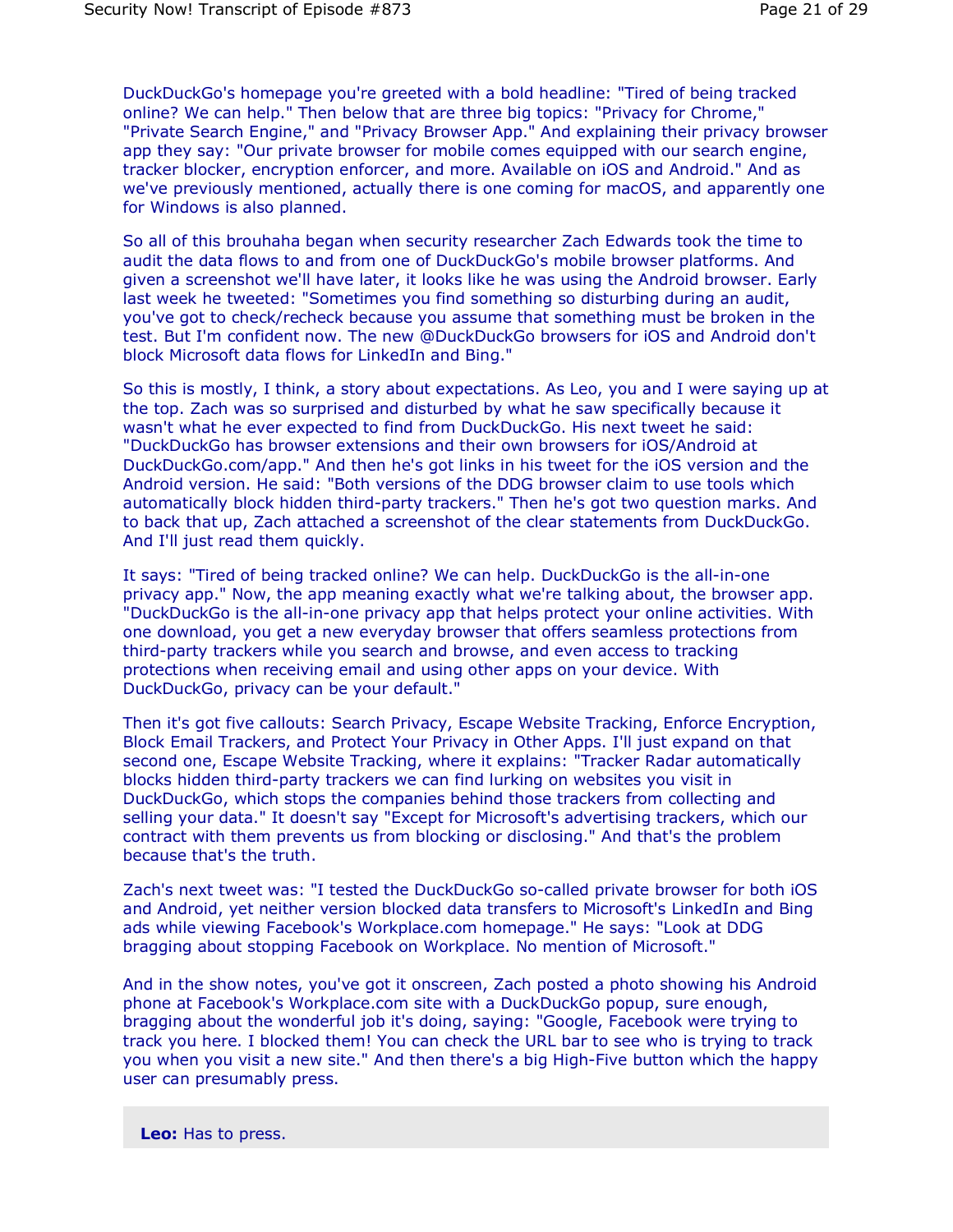DuckDuckGo's homepage you're greeted with a bold headline: "Tired of being tracked online? We can help." Then below that are three big topics: "Privacy for Chrome," "Private Search Engine," and "Privacy Browser App." And explaining their privacy browser app they say: "Our private browser for mobile comes equipped with our search engine, tracker blocker, encryption enforcer, and more. Available on iOS and Android." And as we've previously mentioned, actually there is one coming for macOS, and apparently one for Windows is also planned.

So all of this brouhaha began when security researcher Zach Edwards took the time to audit the data flows to and from one of DuckDuckGo's mobile browser platforms. And given a screenshot we'll have later, it looks like he was using the Android browser. Early last week he tweeted: "Sometimes you find something so disturbing during an audit, you've got to check/recheck because you assume that something must be broken in the test. But I'm confident now. The new @DuckDuckGo browsers for iOS and Android don't block Microsoft data flows for LinkedIn and Bing."

So this is mostly, I think, a story about expectations. As Leo, you and I were saying up at the top. Zach was so surprised and disturbed by what he saw specifically because it wasn't what he ever expected to find from DuckDuckGo. His next tweet he said: "DuckDuckGo has browser extensions and their own browsers for iOS/Android at DuckDuckGo.com/app." And then he's got links in his tweet for the iOS version and the Android version. He said: "Both versions of the DDG browser claim to use tools which automatically block hidden third-party trackers." Then he's got two question marks. And to back that up, Zach attached a screenshot of the clear statements from DuckDuckGo. And I'll just read them quickly.

It says: "Tired of being tracked online? We can help. DuckDuckGo is the all-in-one privacy app." Now, the app meaning exactly what we're talking about, the browser app. "DuckDuckGo is the all-in-one privacy app that helps protect your online activities. With one download, you get a new everyday browser that offers seamless protections from third-party trackers while you search and browse, and even access to tracking protections when receiving email and using other apps on your device. With DuckDuckGo, privacy can be your default."

Then it's got five callouts: Search Privacy, Escape Website Tracking, Enforce Encryption, Block Email Trackers, and Protect Your Privacy in Other Apps. I'll just expand on that second one, Escape Website Tracking, where it explains: "Tracker Radar automatically blocks hidden third-party trackers we can find lurking on websites you visit in DuckDuckGo, which stops the companies behind those trackers from collecting and selling your data." It doesn't say "Except for Microsoft's advertising trackers, which our contract with them prevents us from blocking or disclosing." And that's the problem because that's the truth.

Zach's next tweet was: "I tested the DuckDuckGo so-called private browser for both iOS and Android, yet neither version blocked data transfers to Microsoft's LinkedIn and Bing ads while viewing Facebook's Workplace.com homepage." He says: "Look at DDG bragging about stopping Facebook on Workplace. No mention of Microsoft."

And in the show notes, you've got it onscreen, Zach posted a photo showing his Android phone at Facebook's Workplace.com site with a DuckDuckGo popup, sure enough, bragging about the wonderful job it's doing, saying: "Google, Facebook were trying to track you here. I blocked them! You can check the URL bar to see who is trying to track you when you visit a new site." And then there's a big High-Five button which the happy user can presumably press.

**Leo:** Has to press.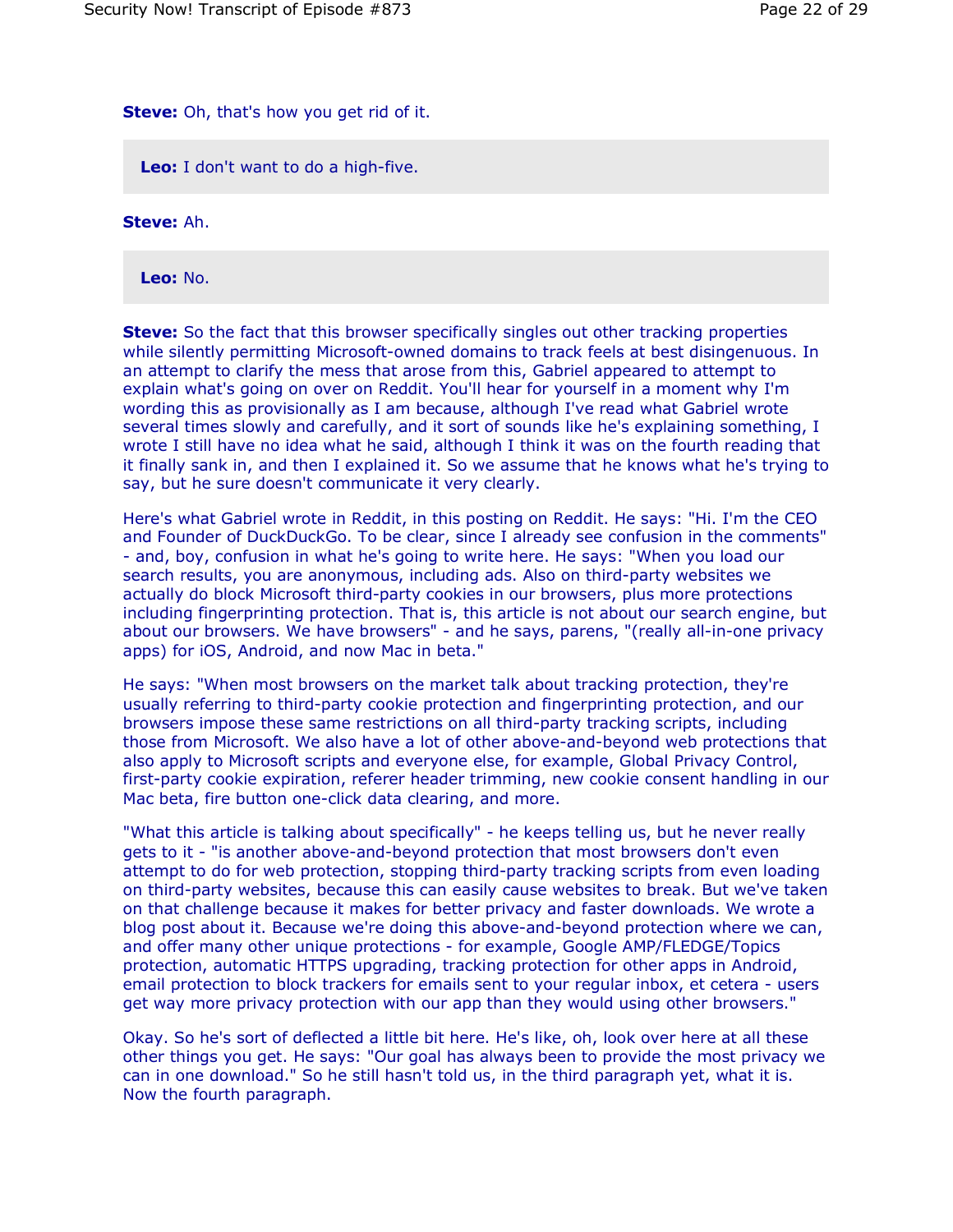**Steve:** Oh, that's how you get rid of it.

**Leo:** I don't want to do a high-five.

**Steve:** Ah.

**Leo:** No.

**Steve:** So the fact that this browser specifically singles out other tracking properties while silently permitting Microsoft-owned domains to track feels at best disingenuous. In an attempt to clarify the mess that arose from this, Gabriel appeared to attempt to explain what's going on over on Reddit. You'll hear for yourself in a moment why I'm wording this as provisionally as I am because, although I've read what Gabriel wrote several times slowly and carefully, and it sort of sounds like he's explaining something, I wrote I still have no idea what he said, although I think it was on the fourth reading that it finally sank in, and then I explained it. So we assume that he knows what he's trying to say, but he sure doesn't communicate it very clearly.

Here's what Gabriel wrote in Reddit, in this posting on Reddit. He says: "Hi. I'm the CEO and Founder of DuckDuckGo. To be clear, since I already see confusion in the comments" - and, boy, confusion in what he's going to write here. He says: "When you load our search results, you are anonymous, including ads. Also on third-party websites we actually do block Microsoft third-party cookies in our browsers, plus more protections including fingerprinting protection. That is, this article is not about our search engine, but about our browsers. We have browsers" - and he says, parens, "(really all-in-one privacy apps) for iOS, Android, and now Mac in beta."

He says: "When most browsers on the market talk about tracking protection, they're usually referring to third-party cookie protection and fingerprinting protection, and our browsers impose these same restrictions on all third-party tracking scripts, including those from Microsoft. We also have a lot of other above-and-beyond web protections that also apply to Microsoft scripts and everyone else, for example, Global Privacy Control, first-party cookie expiration, referer header trimming, new cookie consent handling in our Mac beta, fire button one-click data clearing, and more.

"What this article is talking about specifically" - he keeps telling us, but he never really gets to it - "is another above-and-beyond protection that most browsers don't even attempt to do for web protection, stopping third-party tracking scripts from even loading on third-party websites, because this can easily cause websites to break. But we've taken on that challenge because it makes for better privacy and faster downloads. We wrote a blog post about it. Because we're doing this above-and-beyond protection where we can, and offer many other unique protections - for example, Google AMP/FLEDGE/Topics protection, automatic HTTPS upgrading, tracking protection for other apps in Android, email protection to block trackers for emails sent to your regular inbox, et cetera - users get way more privacy protection with our app than they would using other browsers."

Okay. So he's sort of deflected a little bit here. He's like, oh, look over here at all these other things you get. He says: "Our goal has always been to provide the most privacy we can in one download." So he still hasn't told us, in the third paragraph yet, what it is. Now the fourth paragraph.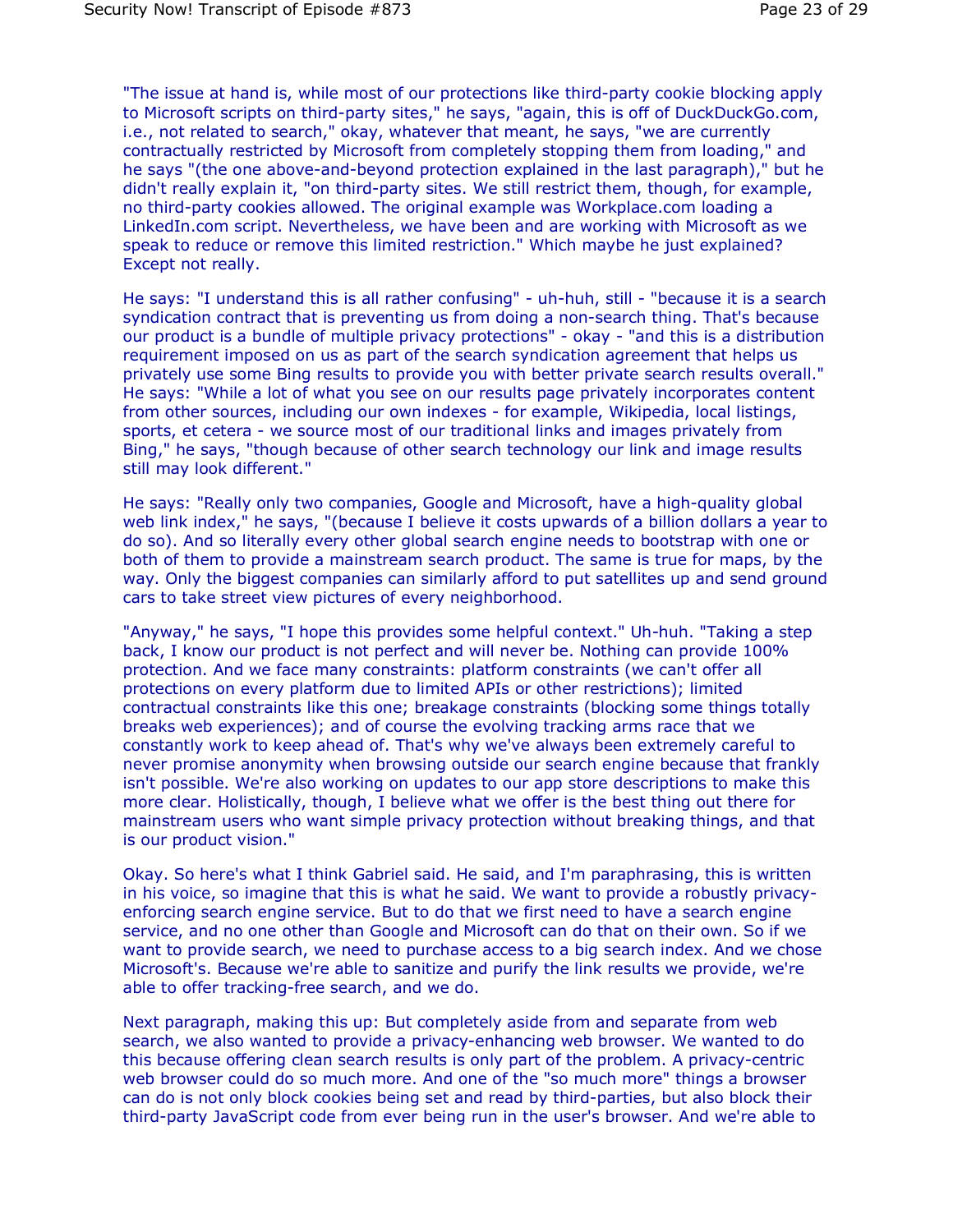"The issue at hand is, while most of our protections like third-party cookie blocking apply to Microsoft scripts on third-party sites," he says, "again, this is off of DuckDuckGo.com, i.e., not related to search," okay, whatever that meant, he says, "we are currently contractually restricted by Microsoft from completely stopping them from loading," and he says "(the one above-and-beyond protection explained in the last paragraph)," but he didn't really explain it, "on third-party sites. We still restrict them, though, for example, no third-party cookies allowed. The original example was Workplace.com loading a LinkedIn.com script. Nevertheless, we have been and are working with Microsoft as we speak to reduce or remove this limited restriction." Which maybe he just explained? Except not really.

He says: "I understand this is all rather confusing" - uh-huh, still - "because it is a search syndication contract that is preventing us from doing a non-search thing. That's because our product is a bundle of multiple privacy protections" - okay - "and this is a distribution requirement imposed on us as part of the search syndication agreement that helps us privately use some Bing results to provide you with better private search results overall." He says: "While a lot of what you see on our results page privately incorporates content from other sources, including our own indexes - for example, Wikipedia, local listings, sports, et cetera - we source most of our traditional links and images privately from Bing," he says, "though because of other search technology our link and image results still may look different."

He says: "Really only two companies, Google and Microsoft, have a high-quality global web link index," he says, "(because I believe it costs upwards of a billion dollars a year to do so). And so literally every other global search engine needs to bootstrap with one or both of them to provide a mainstream search product. The same is true for maps, by the way. Only the biggest companies can similarly afford to put satellites up and send ground cars to take street view pictures of every neighborhood.

"Anyway," he says, "I hope this provides some helpful context." Uh-huh. "Taking a step back, I know our product is not perfect and will never be. Nothing can provide 100% protection. And we face many constraints: platform constraints (we can't offer all protections on every platform due to limited APIs or other restrictions); limited contractual constraints like this one; breakage constraints (blocking some things totally breaks web experiences); and of course the evolving tracking arms race that we constantly work to keep ahead of. That's why we've always been extremely careful to never promise anonymity when browsing outside our search engine because that frankly isn't possible. We're also working on updates to our app store descriptions to make this more clear. Holistically, though, I believe what we offer is the best thing out there for mainstream users who want simple privacy protection without breaking things, and that is our product vision."

Okay. So here's what I think Gabriel said. He said, and I'm paraphrasing, this is written in his voice, so imagine that this is what he said. We want to provide a robustly privacy-enforcing search engine service. But to do that we first need to have a search engine service, and no one other than Google and Microsoft can do that on their own. So if we want to provide search, we need to purchase access to a big search index. And we chose Microsoft's. Because we're able to sanitize and purify the link results we provide, we're able to offer tracking-free search, and we do.

Next paragraph, making this up: But completely aside from and separate from web search, we also wanted to provide a privacy-enhancing web browser. We wanted to do this because offering clean search results is only part of the problem. A privacy-centric web browser could do so much more. And one of the "so much more" things a browser can do is not only block cookies being set and read by third-parties, but also block their third-party JavaScript code from ever being run in the user's browser. And we're able to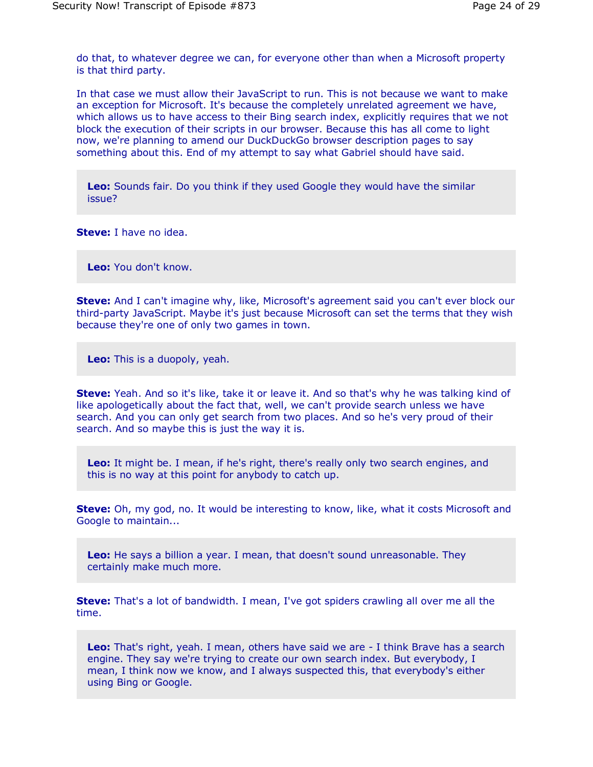do that, to whatever degree we can, for everyone other than when a Microsoft property is that third party.

In that case we must allow their JavaScript to run. This is not because we want to make an exception for Microsoft. It's because the completely unrelated agreement we have, which allows us to have access to their Bing search index, explicitly requires that we not block the execution of their scripts in our browser. Because this has all come to light now, we're planning to amend our DuckDuckGo browser description pages to say something about this. End of my attempt to say what Gabriel should have said.

**Leo:** Sounds fair. Do you think if they used Google they would have the similar issue?

**Steve:** I have no idea.

**Leo:** You don't know.

**Steve:** And I can't imagine why, like, Microsoft's agreement said you can't ever block our third-party JavaScript. Maybe it's just because Microsoft can set the terms that they wish because they're one of only two games in town.

**Leo:** This is a duopoly, yeah.

**Steve:** Yeah. And so it's like, take it or leave it. And so that's why he was talking kind of like apologetically about the fact that, well, we can't provide search unless we have search. And you can only get search from two places. And so he's very proud of their search. And so maybe this is just the way it is.

**Leo:** It might be. I mean, if he's right, there's really only two search engines, and this is no way at this point for anybody to catch up.

**Steve:** Oh, my god, no. It would be interesting to know, like, what it costs Microsoft and Google to maintain...

**Leo:** He says a billion a year. I mean, that doesn't sound unreasonable. They certainly make much more.

**Steve:** That's a lot of bandwidth. I mean, I've got spiders crawling all over me all the time.

**Leo:** That's right, yeah. I mean, others have said we are - I think Brave has a search engine. They say we're trying to create our own search index. But everybody, I mean, I think now we know, and I always suspected this, that everybody's either using Bing or Google.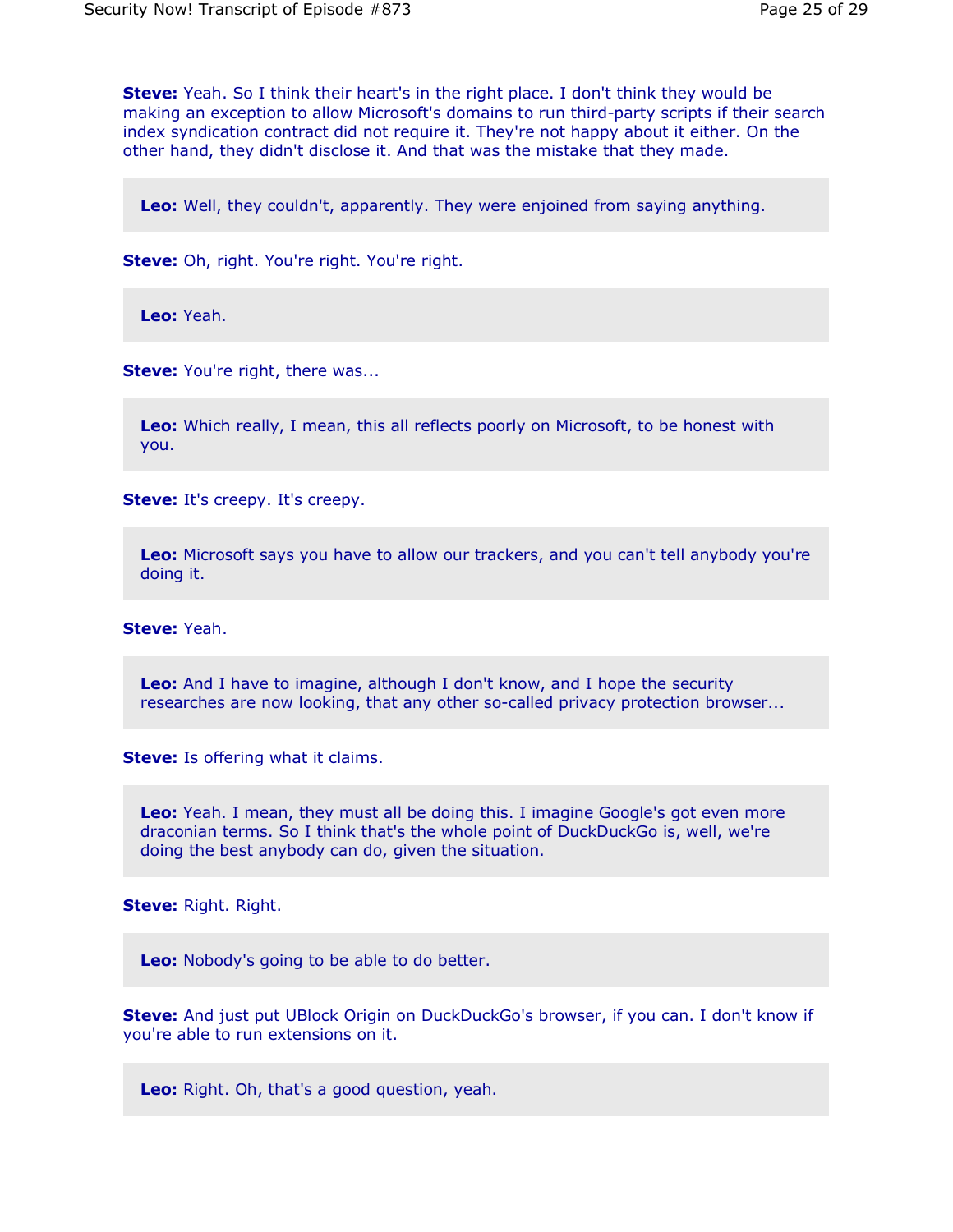**Steve:** Yeah. So I think their heart's in the right place. I don't think they would be making an exception to allow Microsoft's domains to run third-party scripts if their search index syndication contract did not require it. They're not happy about it either. On the other hand, they didn't disclose it. And that was the mistake that they made.

**Leo:** Well, they couldn't, apparently. They were enjoined from saying anything.

**Steve:** Oh, right. You're right. You're right.

**Leo:** Yeah.

**Steve:** You're right, there was...

**Leo:** Which really, I mean, this all reflects poorly on Microsoft, to be honest with you.

**Steve:** It's creepy. It's creepy.

**Leo:** Microsoft says you have to allow our trackers, and you can't tell anybody you're doing it.

**Steve:** Yeah.

**Leo:** And I have to imagine, although I don't know, and I hope the security researches are now looking, that any other so-called privacy protection browser...

**Steve:** Is offering what it claims.

**Leo:** Yeah. I mean, they must all be doing this. I imagine Google's got even more draconian terms. So I think that's the whole point of DuckDuckGo is, well, we're doing the best anybody can do, given the situation.

**Steve:** Right. Right.

**Leo:** Nobody's going to be able to do better.

**Steve:** And just put UBlock Origin on DuckDuckGo's browser, if you can. I don't know if you're able to run extensions on it.

**Leo:** Right. Oh, that's a good question, yeah.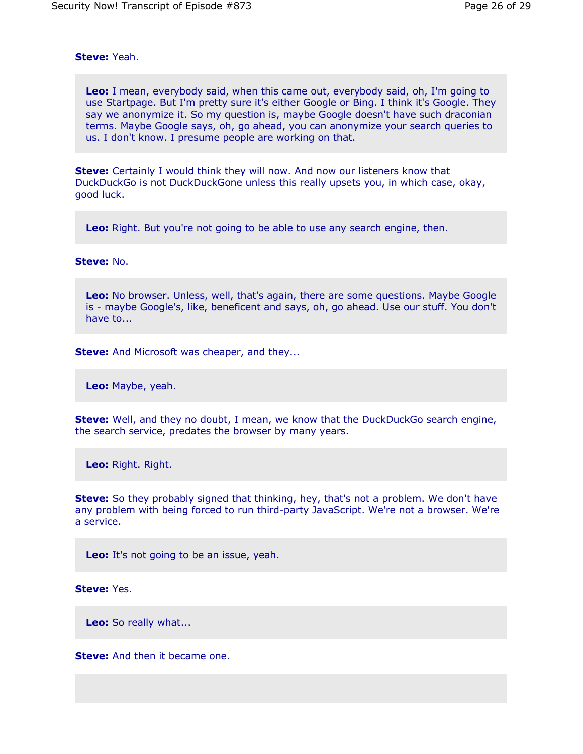**Steve:** Yeah.

**Leo:** I mean, everybody said, when this came out, everybody said, oh, I'm going to use Startpage. But I'm pretty sure it's either Google or Bing. I think it's Google. They say we anonymize it. So my question is, maybe Google doesn't have such draconian terms. Maybe Google says, oh, go ahead, you can anonymize your search queries to us. I don't know. I presume people are working on that.

**Steve:** Certainly I would think they will now. And now our listeners know that DuckDuckGo is not DuckDuckGone unless this really upsets you, in which case, okay, good luck.

**Leo:** Right. But you're not going to be able to use any search engine, then.

**Steve:** No.

**Leo:** No browser. Unless, well, that's again, there are some questions. Maybe Google is - maybe Google's, like, beneficent and says, oh, go ahead. Use our stuff. You don't have to...

**Steve:** And Microsoft was cheaper, and they...

**Leo:** Maybe, yeah.

**Steve:** Well, and they no doubt, I mean, we know that the DuckDuckGo search engine, the search service, predates the browser by many years.

**Leo:** Right. Right.

**Steve:** So they probably signed that thinking, hey, that's not a problem. We don't have any problem with being forced to run third-party JavaScript. We're not a browser. We're a service.

**Leo:** It's not going to be an issue, yeah.

**Steve:** Yes.

**Leo:** So really what...

**Steve:** And then it became one.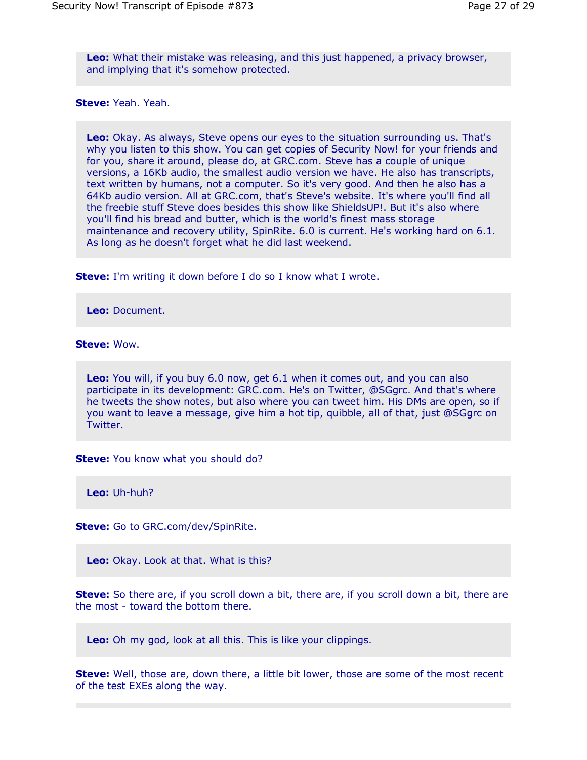**Leo:** What their mistake was releasing, and this just happened, a privacy browser, and implying that it's somehow protected.

**Steve:** Yeah. Yeah.

**Leo:** Okay. As always, Steve opens our eyes to the situation surrounding us. That's why you listen to this show. You can get copies of Security Now! for your friends and for you, share it around, please do, at GRC.com. Steve has a couple of unique versions, a 16Kb audio, the smallest audio version we have. He also has transcripts, text written by humans, not a computer. So it's very good. And then he also has a 64Kb audio version. All at GRC.com, that's Steve's website. It's where you'll find all the freebie stuff Steve does besides this show like ShieldsUP!. But it's also where you'll find his bread and butter, which is the world's finest mass storage maintenance and recovery utility, SpinRite. 6.0 is current. He's working hard on 6.1. As long as he doesn't forget what he did last weekend.

**Steve:** I'm writing it down before I do so I know what I wrote.

**Leo:** Document.

**Steve:** Wow.

**Leo:** You will, if you buy 6.0 now, get 6.1 when it comes out, and you can also participate in its development: GRC.com. He's on Twitter, @SGgrc. And that's where he tweets the show notes, but also where you can tweet him. His DMs are open, so if you want to leave a message, give him a hot tip, quibble, all of that, just @SGgrc on Twitter.

**Steve:** You know what you should do?

**Leo:** Uh-huh?

**Steve:** Go to GRC.com/dev/SpinRite.

**Leo:** Okay. Look at that. What is this?

**Steve:** So there are, if you scroll down a bit, there are, if you scroll down a bit, there are the most - toward the bottom there.

**Leo:** Oh my god, look at all this. This is like your clippings.

**Steve:** Well, those are, down there, a little bit lower, those are some of the most recent of the test EXEs along the way.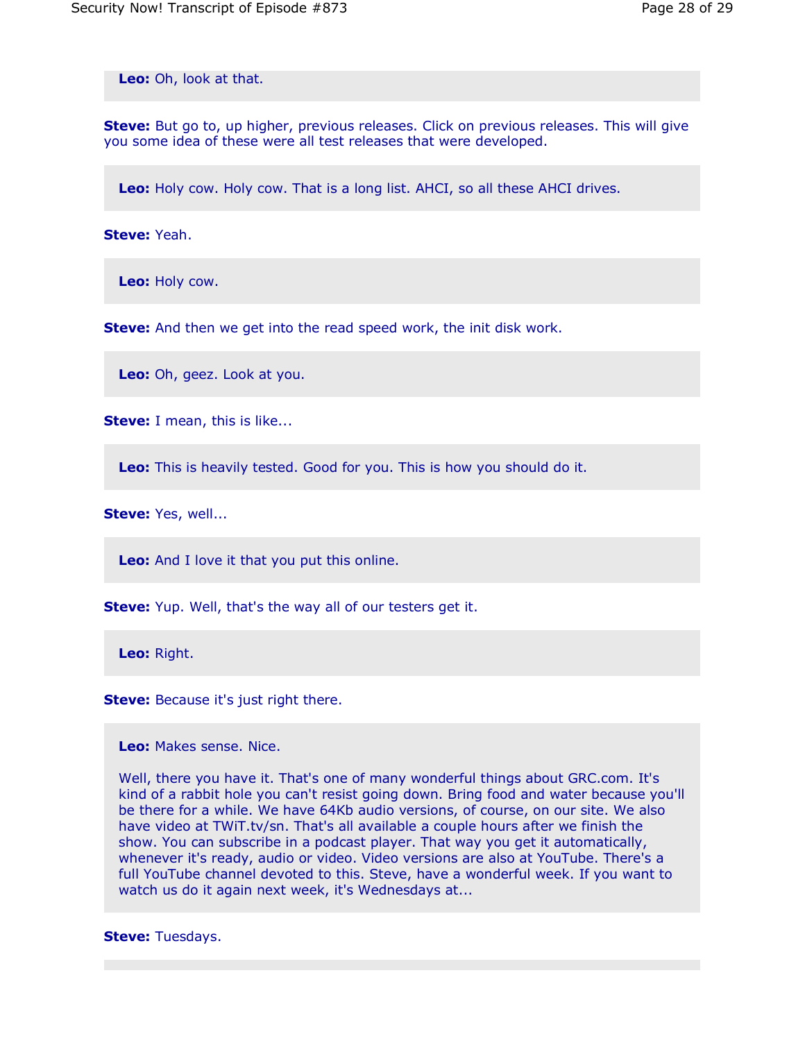**Leo:** Oh, look at that.

**Steve:** But go to, up higher, previous releases. Click on previous releases. This will give you some idea of these were all test releases that were developed.

**Leo:** Holy cow. Holy cow. That is a long list. AHCI, so all these AHCI drives.

**Steve:** Yeah.

**Leo:** Holy cow.

**Steve:** And then we get into the read speed work, the init disk work.

**Leo:** Oh, geez. Look at you.

**Steve:** I mean, this is like...

**Leo:** This is heavily tested. Good for you. This is how you should do it.

**Steve:** Yes, well...

**Leo:** And I love it that you put this online.

**Steve:** Yup. Well, that's the way all of our testers get it.

**Leo:** Right.

**Steve:** Because it's just right there.

**Leo:** Makes sense. Nice.

Well, there you have it. That's one of many wonderful things about GRC.com. It's kind of a rabbit hole you can't resist going down. Bring food and water because you'll be there for a while. We have 64Kb audio versions, of course, on our site. We also have video at TWiT.tv/sn. That's all available a couple hours after we finish the show. You can subscribe in a podcast player. That way you get it automatically, whenever it's ready, audio or video. Video versions are also at YouTube. There's a full YouTube channel devoted to this. Steve, have a wonderful week. If you want to watch us do it again next week, it's Wednesdays at...

**Steve:** Tuesdays.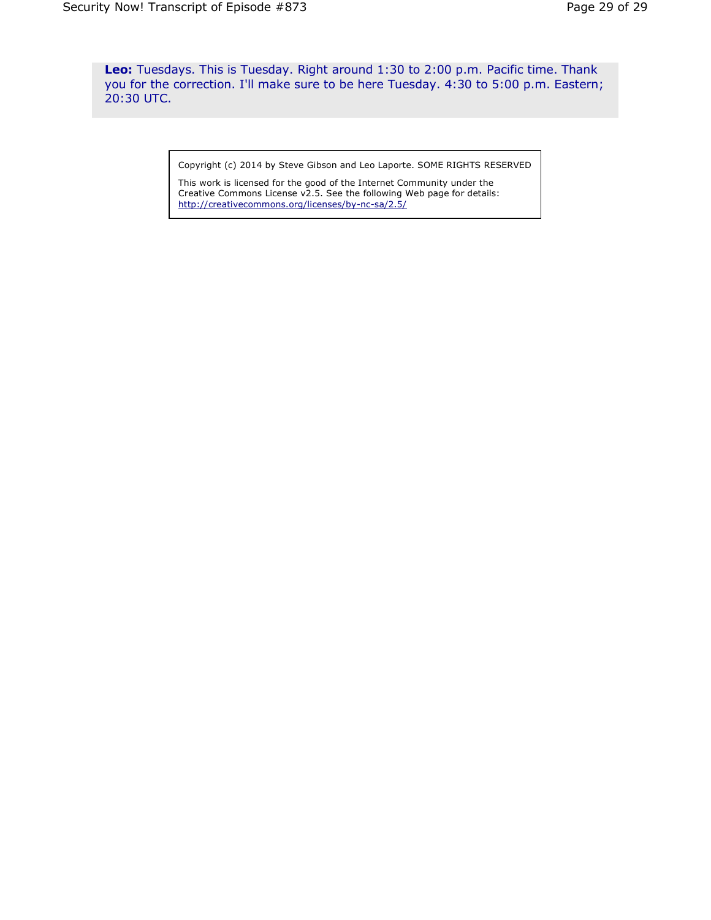**Leo:** Tuesdays. This is Tuesday. Right around 1:30 to 2:00 p.m. Pacific time. Thank you for the correction. I'll make sure to be here Tuesday. 4:30 to 5:00 p.m. Eastern; 20:30 UTC.

Copyright (c) 2014 by Steve Gibson and Leo Laporte. SOME RIGHTS RESERVED

This work is licensed for the good of the Internet Community under the Creative Commons License v2.5. See the following Web page for details: http://creativecommons.org/licenses/by-nc-sa/2.5/